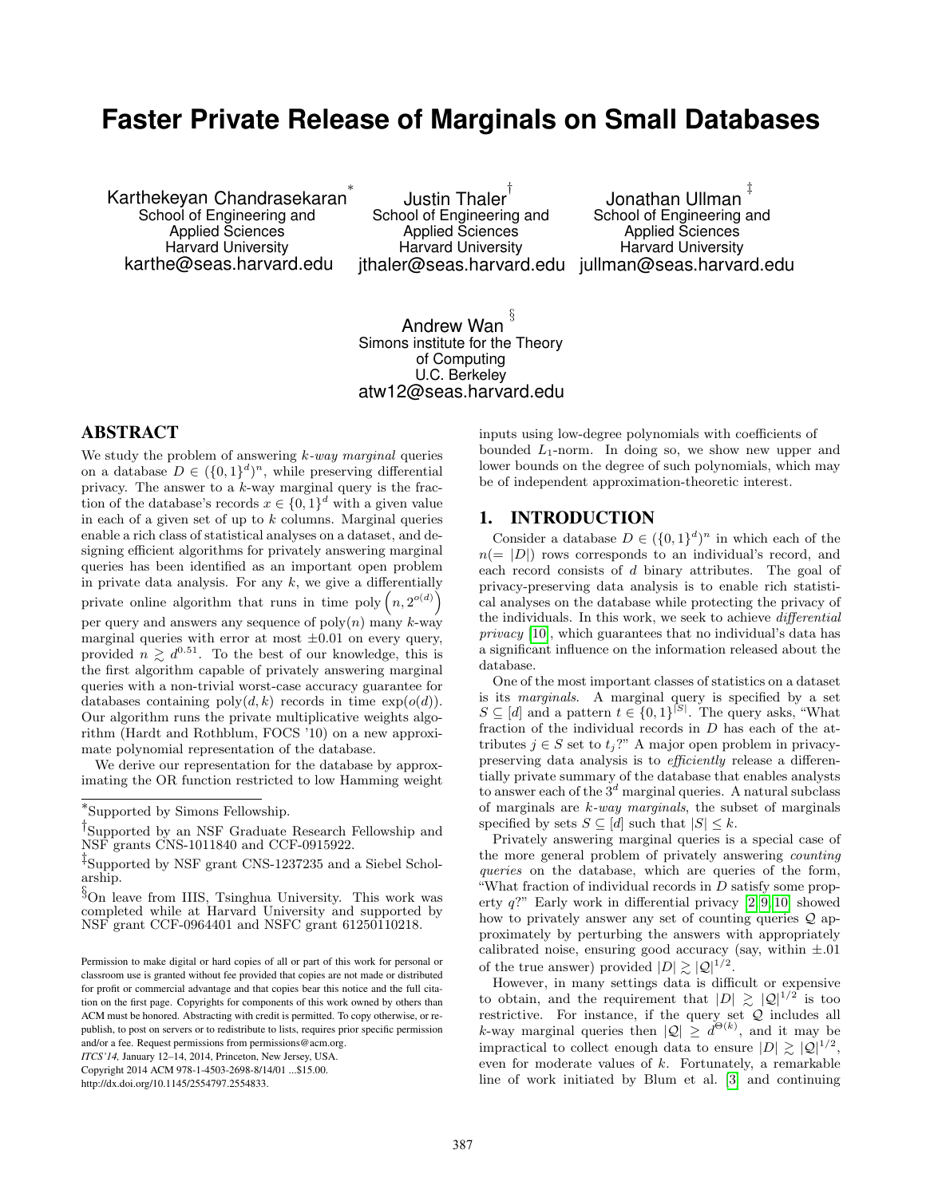# Faster Private Release of Marginals on Small Databases

Karthekeyan Chandrasekaran[*]
School of Engineering and Applied Sciences
Harvard University
karthe@seas.harvard.edu

Justin Thaler[†]
School of Engineering and Applied Sciences
Harvard University
jthaler@seas.harvard.edu

Jonathan Ullman[‡]
School of Engineering and Applied Sciences
Harvard University
jullman@seas.harvard.edu

Andrew Wan[§]
Simons institute for the Theory of Computing
U.C. Berkeley
atw12@seas.harvard.edu

## ABSTRACT

We study the problem of answering $k$-*way marginal* queries on a database $D \in (\{0,1\}^d)^n$, while preserving differential privacy. The answer to a $k$-way marginal query is the fraction of the database's records $x \in \{0,1\}^d$ with a given value in each of a given set of up to $k$ columns. Marginal queries enable a rich class of statistical analyses on a dataset, and designing efficient algorithms for privately answering marginal queries has been identified as an important open problem in private data analysis. For any $k$, we give a differentially private online algorithm that runs in time $\text{poly}\left(n, 2^{o(d)}\right)$ per query and answers any sequence of $\text{poly}(n)$ many $k$-way marginal queries with error at most $\pm 0.01$ on every query, provided $n \gtrsim d^{0.51}$. To the best of our knowledge, this is the first algorithm capable of privately answering marginal queries with a non-trivial worst-case accuracy guarantee for databases containing $\text{poly}(d, k)$ records in time $\exp(o(d))$. Our algorithm runs the private multiplicative weights algorithm (Hardt and Rothblum, FOCS '10) on a new approximate polynomial representation of the database.

We derive our representation for the database by approximating the OR function restricted to low Hamming weight inputs using low-degree polynomials with coefficients of bounded $L_1$-norm. In doing so, we show new upper and lower bounds on the degree of such polynomials, which may be of independent approximation-theoretic interest.

## 1. INTRODUCTION

Consider a database $D \in (\{0,1\}^d)^n$ in which each of the $n(= |D|)$ rows corresponds to an individual's record, and each record consists of $d$ binary attributes. The goal of privacy-preserving data analysis is to enable rich statistical analyses on the database while protecting the privacy of the individuals. In this work, we seek to achieve *differential privacy* [10], which guarantees that no individual's data has a significant influence on the information released about the database.

One of the most important classes of statistics on a dataset is its *marginals*. A marginal query is specified by a set $S \subseteq [d]$ and a pattern $t \in \{0,1\}^{|S|}$. The query asks, "What fraction of the individual records in $D$ has each of the attributes $j \in S$ set to $t_j$?" A major open problem in privacy-preserving data analysis is to *efficiently* release a differentially private summary of the database that enables analysts to answer each of the $3^d$ marginal queries. A natural subclass of marginals are $k$-*way marginals*, the subset of marginals specified by sets $S \subseteq [d]$ such that $|S| \leq k$.

Privately answering marginal queries is a special case of the more general problem of privately answering *counting queries* on the database, which are queries of the form, "What fraction of individual records in $D$ satisfy some property $q$?" Early work in differential privacy [2, 9, 10] showed how to privately answer any set of counting queries $\mathcal{Q}$ approximately by perturbing the answers with appropriately calibrated noise, ensuring good accuracy (say, within $\pm.01$ of the true answer) provided $|D| \gtrsim |\mathcal{Q}|^{1/2}$.

However, in many settings data is difficult or expensive to obtain, and the requirement that $|D| \gtrsim |\mathcal{Q}|^{1/2}$ is too restrictive. For instance, if the query set $\mathcal{Q}$ includes all $k$-way marginal queries then $|\mathcal{Q}| \geq d^{\Theta(k)}$, and it may be impractical to collect enough data to ensure $|D| \gtrsim |\mathcal{Q}|^{1/2}$, even for moderate values of $k$. Fortunately, a remarkable line of work initiated by Blum et al. [3] and continuing

---

[*] Supported by Simons Fellowship.

[†] Supported by an NSF Graduate Research Fellowship and NSF grants CNS-1011840 and CCF-0915922.

[‡] Supported by NSF grant CNS-1237235 and a Siebel Scholarship.

[§] On leave from IIIS, Tsinghua University. This work was completed while at Harvard University and supported by NSF grant CCF-0964401 and NSFC grant 61250110218.

Permission to make digital or hard copies of all or part of this work for personal or classroom use is granted without fee provided that copies are not made or distributed for profit or commercial advantage and that copies bear this notice and the full citation on the first page. Copyrights for components of this work owned by others than ACM must be honored. Abstracting with credit is permitted. To copy otherwise, or republish, to post on servers or to redistribute to lists, requires prior specific permission and/or a fee. Request permissions from permissions@acm.org.
*ITCS'14,* January 12–14, 2014, Princeton, New Jersey, USA.
Copyright 2014 ACM 978-1-4503-2698-8/14/01 ...$15.00.
http://dx.doi.org/10.1145/2554797.2554833.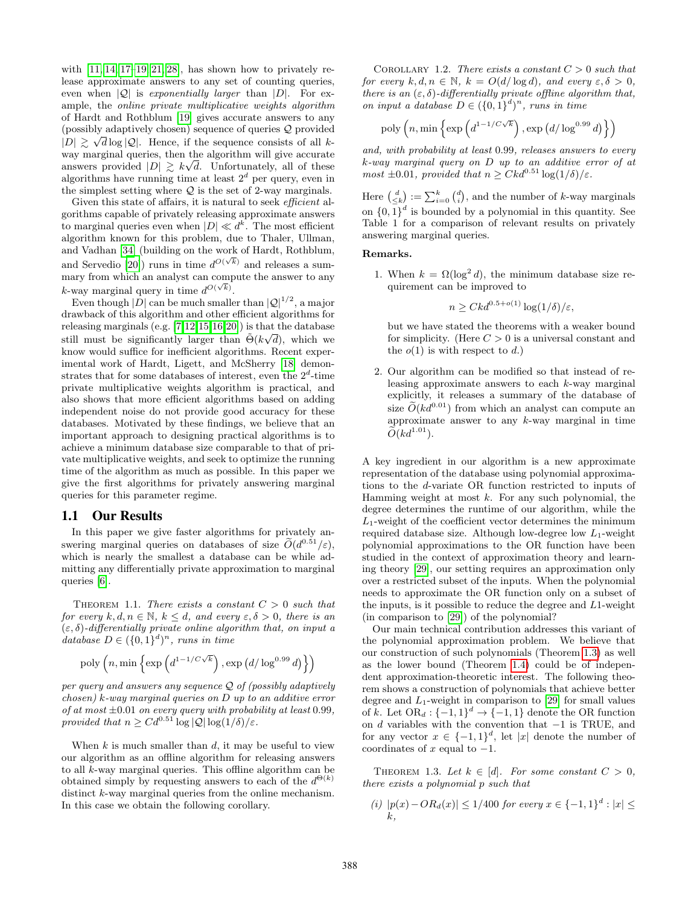with [11, 14, 17–19, 21, 28], has shown how to privately release approximate answers to any set of counting queries, even when $|\mathcal{Q}|$ is *exponentially larger* than $|D|$. For example, the *online private multiplicative weights algorithm* of Hardt and Rothblum [19] gives accurate answers to any (possibly adaptively chosen) sequence of queries $\mathcal{Q}$ provided $|D| \gtrsim \sqrt{d} \log |\mathcal{Q}|$. Hence, if the sequence consists of all $k$-way marginal queries, then the algorithm will give accurate answers provided $|D| \gtrsim k\sqrt{d}$. Unfortunately, all of these algorithms have running time at least $2^d$ per query, even in the simplest setting where $\mathcal{Q}$ is the set of 2-way marginals.

Given this state of affairs, it is natural to seek *efficient* algorithms capable of privately releasing approximate answers to marginal queries even when $|D| \ll d^k$. The most efficient algorithm known for this problem, due to Thaler, Ullman, and Vadhan [34] (building on the work of Hardt, Rothblum, and Servedio [20]) runs in time $d^{O(\sqrt{k})}$ and releases a summary from which an analyst can compute the answer to any $k$-way marginal query in time $d^{O(\sqrt{k})}$.

Even though $|D|$ can be much smaller than $|\mathcal{Q}|^{1/2}$, a major drawback of this algorithm and other efficient algorithms for releasing marginals (e.g. [7, 12, 15, 16, 20]) is that the database still must be significantly larger than $\tilde{\Theta}(k\sqrt{d})$, which we know would suffice for inefficient algorithms. Recent experimental work of Hardt, Ligett, and McSherry [18] demonstrates that for some databases of interest, even the $2^d$-time private multiplicative weights algorithm is practical, and also shows that more efficient algorithms based on adding independent noise do not provide good accuracy for these databases. Motivated by these findings, we believe that an important approach to designing practical algorithms is to achieve a minimum database size comparable to that of private multiplicative weights, and seek to optimize the running time of the algorithm as much as possible. In this paper we give the first algorithms for privately answering marginal queries for this parameter regime.

## 1.1 Our Results

In this paper we give faster algorithms for privately answering marginal queries on databases of size $\widetilde{O}(d^{0.51}/\varepsilon)$, which is nearly the smallest a database can be while admitting any differentially private approximation to marginal queries [6].

THEOREM 1.1. *There exists a constant $C > 0$ such that for every $k, d, n \in \mathbb{N}$, $k \leq d$, and every $\varepsilon, \delta > 0$, there is an $(\varepsilon, \delta)$-differentially private online algorithm that, on input a database $D \in (\{0,1\}^d)^n$, runs in time*

$$\text{poly}\left(n, \min\left\{\exp\left(d^{1-1/C\sqrt{k}}\right), \exp\left(d/\log^{0.99} d\right)\right\}\right)$$

*per query and answers any sequence $\mathcal{Q}$ of (possibly adaptively chosen) $k$-way marginal queries on $D$ up to an additive error of at most $\pm 0.01$ on every query with probability at least 0.99, provided that $n \geq Cd^{0.51} \log |\mathcal{Q}| \log(1/\delta)/\varepsilon$.*

When $k$ is much smaller than $d$, it may be useful to view our algorithm as an offline algorithm for releasing answers to all $k$-way marginal queries. This offline algorithm can be obtained simply by requesting answers to each of the $d^{\Theta(k)}$ distinct $k$-way marginal queries from the online mechanism. In this case we obtain the following corollary.

COROLLARY 1.2. *There exists a constant $C > 0$ such that for every $k, d, n \in \mathbb{N}$, $k = O(d/\log d)$, and every $\varepsilon, \delta > 0$, there is an $(\varepsilon, \delta)$-differentially private offline algorithm that, on input a database $D \in (\{0,1\}^d)^n$, runs in time*

$$\text{poly}\left(n, \min\left\{\exp\left(d^{1-1/C\sqrt{k}}\right), \exp\left(d/\log^{0.99} d\right)\right\}\right)$$

*and, with probability at least 0.99, releases answers to every $k$-way marginal query on $D$ up to an additive error of at most $\pm 0.01$, provided that $n \geq Ckd^{0.51} \log(1/\delta)/\varepsilon$.*

Here $\binom{d}{\leq k} := \sum_{i=0}^{k} \binom{d}{i}$, and the number of $k$-way marginals on $\{0,1\}^d$ is bounded by a polynomial in this quantity. See Table 1 for a comparison of relevant results on privately answering marginal queries.

**Remarks.**

1. When $k = \Omega(\log^2 d)$, the minimum database size requirement can be improved to

$$n \geq Ckd^{0.5+o(1)} \log(1/\delta)/\varepsilon,$$

but we have stated the theorems with a weaker bound for simplicity. (Here $C > 0$ is a universal constant and the $o(1)$ is with respect to $d$.)

2. Our algorithm can be modified so that instead of releasing approximate answers to each $k$-way marginal explicitly, it releases a summary of the database of size $\widetilde{O}(d^{0.01})$ from which an analyst can compute an approximate answer to any $k$-way marginal in time $\widetilde{O}(kd^{1.01})$.

A key ingredient in our algorithm is a new approximate representation of the database using polynomial approximations to the $d$-variate OR function restricted to inputs of Hamming weight at most $k$. For any such polynomial, the degree determines the runtime of our algorithm, while the $L_1$-weight of the coefficient vector determines the minimum required database size. Although low-degree low $L_1$-weight polynomial approximations to the OR function have been studied in the context of approximation theory and learning theory [29], our setting requires an approximation only over a restricted subset of the inputs. When the polynomial needs to approximate the OR function only on a subset of the inputs, is it possible to reduce the degree and $L1$-weight (in comparison to [29]) of the polynomial?

Our main technical contribution addresses this variant of the polynomial approximation problem. We believe that our construction of such polynomials (Theorem 1.3) as well as the lower bound (Theorem 1.4) could be of independent approximation-theoretic interest. The following theorem shows a construction of polynomials that achieve better degree and $L_1$-weight in comparison to [29] for small values of $k$. Let $\text{OR}_d : \{-1,1\}^d \to \{-1,1\}$ denote the OR function on $d$ variables with the convention that $-1$ is TRUE, and for any vector $x \in \{-1,1\}^d$, let $|x|$ denote the number of coordinates of $x$ equal to $-1$.

THEOREM 1.3. *Let $k \in [d]$. For some constant $C > 0$, there exists a polynomial $p$ such that*

*(i) $|p(x) - OR_d(x)| \leq 1/400$ for every $x \in \{-1,1\}^d : |x| \leq k$,*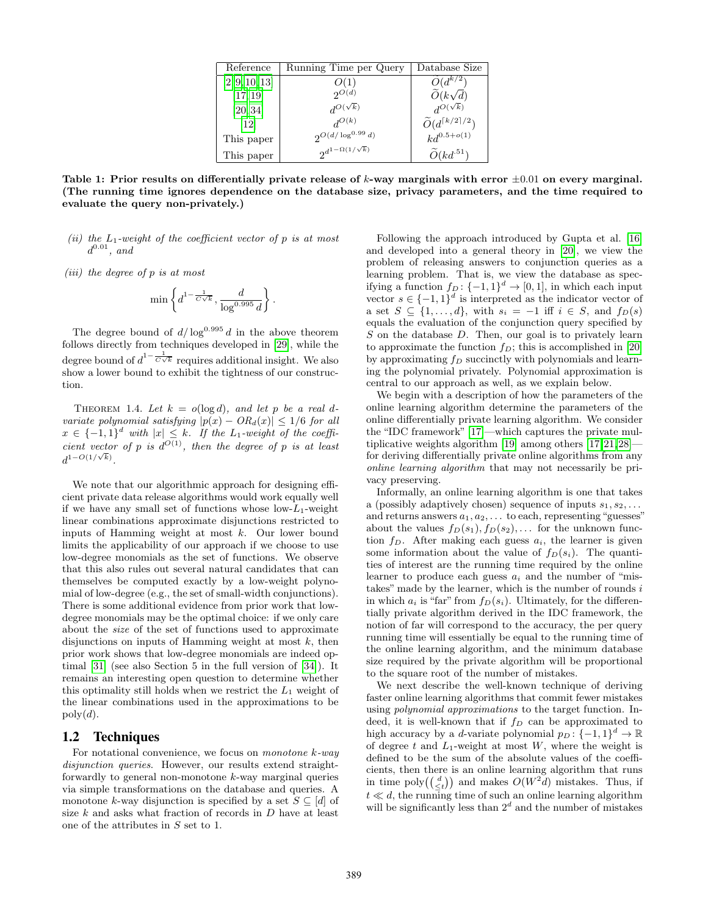| Reference | Running Time per Query | Database Size |
|---|---|---|
| [2, 9, 10, 13] | $O(1)$ | $O(d^{k/2})$ |
| [17, 19] | $2^{O(d)}$ | $\widetilde{O}(k\sqrt{d})$ |
| [20, 34] | $d^{O(\sqrt{k})}$ | $d^{O(\sqrt{k})}$ |
| [12] | $d^{O(k)}$ | $\widetilde{O}(d^{\lceil k/2 \rceil/2})$ |
| This paper | $2^{O(d/\log^{0.99} d)}$ | $kd^{0.5+o(1)}$ |
| This paper | $2^{d^{1-\Omega(1/\sqrt{k})}}$ | $\widetilde{O}(kd^{.51})$ |

**Table 1: Prior results on differentially private release of $k$-way marginals with error $\pm 0.01$ on every marginal. (The running time ignores dependence on the database size, privacy parameters, and the time required to evaluate the query non-privately.)**

*(ii) the $L_1$-weight of the coefficient vector of $p$ is at most $d^{0.01}$, and*

*(iii) the degree of $p$ is at most*

$$\min\left\{d^{1-\frac{1}{C\sqrt{k}}}, \frac{d}{\log^{0.995} d}\right\}.$$

The degree bound of $d/\log^{0.995} d$ in the above theorem follows directly from techniques developed in [29], while the degree bound of $d^{1-\frac{1}{C\sqrt{k}}}$ requires additional insight. We also show a lower bound to exhibit the tightness of our construction.

THEOREM 1.4. *Let $k = o(\log d)$, and let $p$ be a real $d$-variate polynomial satisfying $|p(x) - OR_d(x)| \leq 1/6$ for all $x \in \{-1, 1\}^d$ with $|x| \leq k$. If the $L_1$-weight of the coefficient vector of $p$ is $d^{O(1)}$, then the degree of $p$ is at least $d^{1-O(1/\sqrt{k})}$.*

We note that our algorithmic approach for designing efficient private data release algorithms would work equally well if we have any small set of functions whose low-$L_1$-weight linear combinations approximate disjunctions restricted to inputs of Hamming weight at most $k$. Our lower bound limits the applicability of our approach if we choose to use low-degree monomials as the set of functions. We observe that this also rules out several natural candidates that can themselves be computed exactly by a low-weight polynomial of low-degree (e.g., the set of small-width conjunctions). There is some additional evidence from prior work that low-degree monomials may be the optimal choice: if we only care about the *size* of the set of functions used to approximate disjunctions on inputs of Hamming weight at most $k$, then prior work shows that low-degree monomials are indeed optimal [31] (see also Section 5 in the full version of [34]). It remains an interesting open question to determine whether this optimality still holds when we restrict the $L_1$ weight of the linear combinations used in the approximations to be $\text{poly}(d)$.

## 1.2 Techniques

For notational convenience, we focus on *monotone $k$-way disjunction queries*. However, our results extend straightforwardly to general non-monotone $k$-way marginal queries via simple transformations on the database and queries. A monotone $k$-way disjunction is specified by a set $S \subseteq [d]$ of size $k$ and asks what fraction of records in $D$ have at least one of the attributes in $S$ set to 1.

Following the approach introduced by Gupta et al. [16] and developed into a general theory in [20], we view the problem of releasing answers to conjunction queries as a learning problem. That is, we view the database as specifying a function $f_D \colon \{-1, 1\}^d \to [0, 1]$, in which each input vector $s \in \{-1, 1\}^d$ is interpreted as the indicator vector of a set $S \subseteq \{1, \ldots, d\}$, with $s_i = -1$ iff $i \in S$, and $f_D(s)$ equals the evaluation of the conjunction query specified by $S$ on the database $D$. Then, our goal is to privately learn to approximate the function $f_D$; this is accomplished in [20] by approximating $f_D$ succinctly with polynomials and learning the polynomial privately. Polynomial approximation is central to our approach as well, as we explain below.

We begin with a description of how the parameters of the online learning algorithm determine the parameters of the online differentially private learning algorithm. We consider the "IDC framework" [17]—which captures the private multiplicative weights algorithm [19] among others [17, 21, 28]—for deriving differentially private online algorithms from any *online learning algorithm* that may not necessarily be privacy preserving.

Informally, an online learning algorithm is one that takes a (possibly adaptively chosen) sequence of inputs $s_1, s_2, \ldots$ and returns answers $a_1, a_2, \ldots$ to each, representing "guesses" about the values $f_D(s_1), f_D(s_2), \ldots$ for the unknown function $f_D$. After making each guess $a_i$, the learner is given some information about the value of $f_D(s_i)$. The quantities of interest are the running time required by the online learner to produce each guess $a_i$ and the number of "mistakes" made by the learner, which is the number of rounds $i$ in which $a_i$ is "far" from $f_D(s_i)$. Ultimately, for the differentially private algorithm derived in the IDC framework, the notion of far will correspond to the accuracy, the per query running time will essentially be equal to the running time of the online learning algorithm, and the minimum database size required by the private algorithm will be proportional to the square root of the number of mistakes.

We next describe the well-known technique of deriving faster online learning algorithms that commit fewer mistakes using *polynomial approximations* to the target function. Indeed, it is well-known that if $f_D$ can be approximated to high accuracy by a $d$-variate polynomial $p_D \colon \{-1, 1\}^d \to \mathbb{R}$ of degree $t$ and $L_1$-weight at most $W$, where the weight is defined to be the sum of the absolute values of the coefficients, then there is an online learning algorithm that runs in time $\text{poly}(\binom{d}{\leq t})$ and makes $O(W^2 d)$ mistakes. Thus, if $t \ll d$, the running time of such an online learning algorithm will be significantly less than $2^d$ and the number of mistakes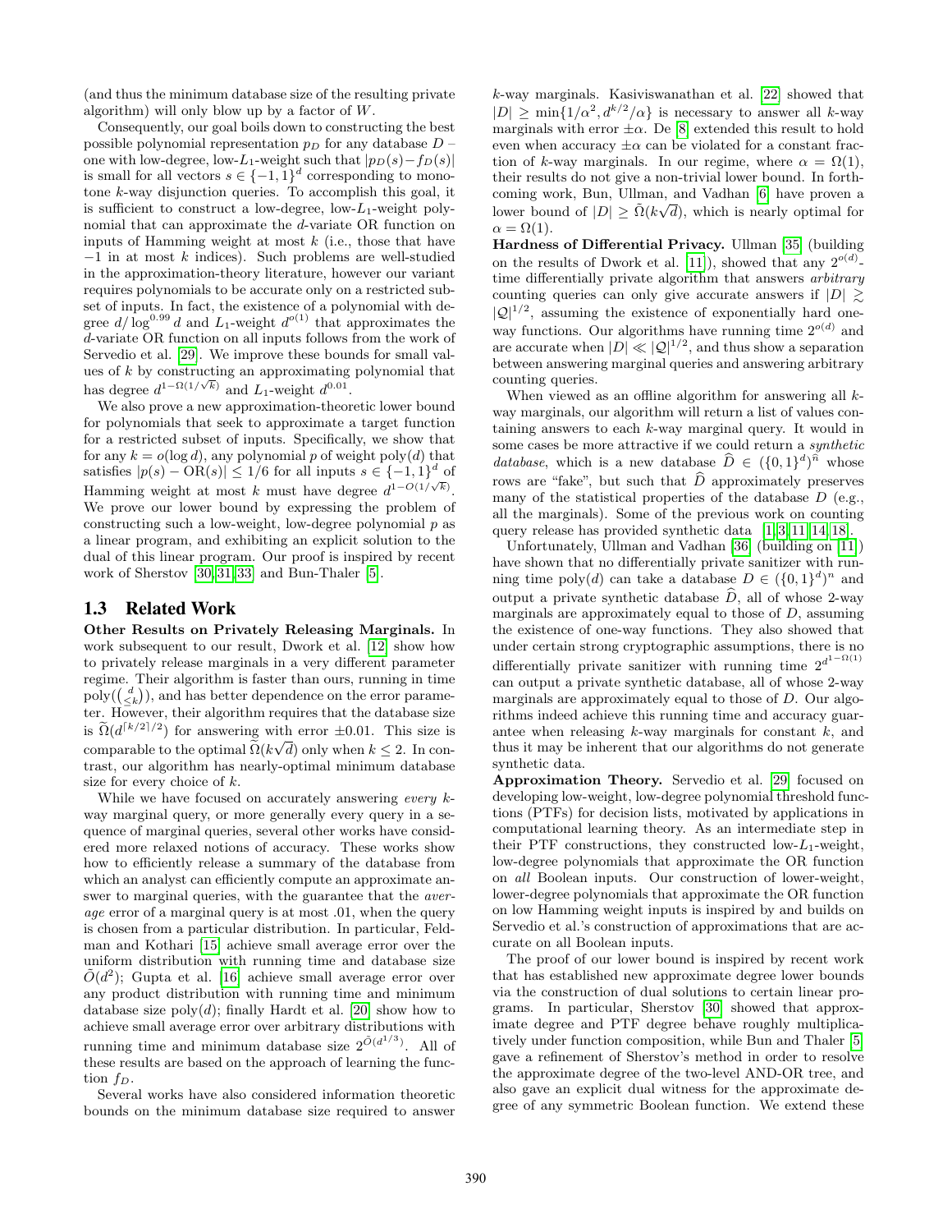(and thus the minimum database size of the resulting private algorithm) will only blow up by a factor of $W$.

Consequently, our goal boils down to constructing the best possible polynomial representation $p_D$ for any database $D$ – one with low-degree, low-$L_1$-weight such that $|p_D(s)-f_D(s)|$ is small for all vectors $s \in \{-1,1\}^d$ corresponding to monotone $k$-way disjunction queries. To accomplish this goal, it is sufficient to construct a low-degree, low-$L_1$-weight polynomial that can approximate the $d$-variate OR function on inputs of Hamming weight at most $k$ (i.e., those that have $-1$ in at most $k$ indices). Such problems are well-studied in the approximation-theory literature, however our variant requires polynomials to be accurate only on a restricted subset of inputs. In fact, the existence of a polynomial with degree $d/\log^{0.99} d$ and $L_1$-weight $d^{o(1)}$ that approximates the $d$-variate OR function on all inputs follows from the work of Servedio et al. [29]. We improve these bounds for small values of $k$ by constructing an approximating polynomial that has degree $d^{1-\Omega(1/\sqrt{k})}$ and $L_1$-weight $d^{0.01}$.

We also prove a new approximation-theoretic lower bound for polynomials that seek to approximate a target function for a restricted subset of inputs. Specifically, we show that for any $k = o(\log d)$, any polynomial $p$ of weight $\text{poly}(d)$ that satisfies $|p(s) - \text{OR}(s)| \le 1/6$ for all inputs $s \in \{-1,1\}^d$ of Hamming weight at most $k$ must have degree $d^{1-O(1/\sqrt{k})}$. We prove our lower bound by expressing the problem of constructing such a low-weight, low-degree polynomial $p$ as a linear program, and exhibiting an explicit solution to the dual of this linear program. Our proof is inspired by recent work of Sherstov [30,31,33] and Bun-Thaler [5].

## 1.3 Related Work

**Other Results on Privately Releasing Marginals.** In work subsequent to our result, Dwork et al. [12] show how to privately release marginals in a very different parameter regime. Their algorithm is faster than ours, running in time $\text{poly}(\binom{d}{\le k})$, and has better dependence on the error parameter. However, their algorithm requires that the database size is $\widetilde{\Omega}(d^{\lceil k/2 \rceil/2})$ for answering with error $\pm 0.01$. This size is comparable to the optimal $\widetilde{\Omega}(k\sqrt{d})$ only when $k \le 2$. In contrast, our algorithm has nearly-optimal minimum database size for every choice of $k$.

While we have focused on accurately answering *every* $k$-way marginal query, or more generally every query in a sequence of marginal queries, several other works have considered more relaxed notions of accuracy. These works show how to efficiently release a summary of the database from which an analyst can efficiently compute an approximate answer to marginal queries, with the guarantee that the *average* error of a marginal query is at most .01, when the query is chosen from a particular distribution. In particular, Feldman and Kothari [15] achieve small average error over the uniform distribution with running time and database size $\tilde{O}(d^2)$; Gupta et al. [16] achieve small average error over any product distribution with running time and minimum database size $\text{poly}(d)$; finally Hardt et al. [20] show how to achieve small average error over arbitrary distributions with running time and minimum database size $2^{\tilde{O}(d^{1/3})}$. All of these results are based on the approach of learning the function $f_D$.

Several works have also considered information theoretic bounds on the minimum database size required to answer $k$-way marginals. Kasiviswanathan et al. [22] showed that $|D| \ge \min\{1/\alpha^2, d^{k/2}/\alpha\}$ is necessary to answer all $k$-way marginals with error $\pm\alpha$. De [8] extended this result to hold even when accuracy $\pm\alpha$ can be violated for a constant fraction of $k$-way marginals. In our regime, where $\alpha = \Omega(1)$, their results do not give a non-trivial lower bound. In forthcoming work, Bun, Ullman, and Vadhan [6] have proven a lower bound of $|D| \ge \tilde{\Omega}(k\sqrt{d})$, which is nearly optimal for $\alpha = \Omega(1)$.

**Hardness of Differential Privacy.** Ullman [35] (building on the results of Dwork et al. [11]), showed that any $2^{o(d)}$-time differentially private algorithm that answers *arbitrary* counting queries can only give accurate answers if $|D| \gtrsim |\mathcal{Q}|^{1/2}$, assuming the existence of exponentially hard one-way functions. Our algorithms have running time $2^{o(d)}$ and are accurate when $|D| \ll |\mathcal{Q}|^{1/2}$, and thus show a separation between answering marginal queries and answering arbitrary counting queries.

When viewed as an offline algorithm for answering all $k$-way marginals, our algorithm will return a list of values containing answers to each $k$-way marginal query. It would in some cases be more attractive if we could return a *synthetic database*, which is a new database $\widehat{D} \in (\{0,1\}^d)^{\widehat{n}}$ whose rows are "fake", but such that $\widehat{D}$ approximately preserves many of the statistical properties of the database $D$ (e.g., all the marginals). Some of the previous work on counting query release has provided synthetic data [1,3,11,14,18].

Unfortunately, Ullman and Vadhan [36] (building on [11]) have shown that no differentially private sanitizer with running time $\text{poly}(d)$ can take a database $D \in (\{0,1\}^d)^n$ and output a private synthetic database $\widehat{D}$, all of whose 2-way marginals are approximately equal to those of $D$, assuming the existence of one-way functions. They also showed that under certain strong cryptographic assumptions, there is no differentially private sanitizer with running time $2^{d^{1-\Omega(1)}}$ can output a private synthetic database, all of whose 2-way marginals are approximately equal to those of $D$. Our algorithms indeed achieve this running time and accuracy guarantee when releasing $k$-way marginals for constant $k$, and thus it may be inherent that our algorithms do not generate synthetic data.

**Approximation Theory.** Servedio et al. [29] focused on developing low-weight, low-degree polynomial threshold functions (PTFs) for decision lists, motivated by applications in computational learning theory. As an intermediate step in their PTF constructions, they constructed low-$L_1$-weight, low-degree polynomials that approximate the OR function on *all* Boolean inputs. Our construction of lower-weight, lower-degree polynomials that approximate the OR function on low Hamming weight inputs is inspired by and builds on Servedio et al.'s construction of approximations that are accurate on all Boolean inputs.

The proof of our lower bound is inspired by recent work that has established new approximate degree lower bounds via the construction of dual solutions to certain linear programs. In particular, Sherstov [30] showed that approximate degree and PTF degree behave roughly multiplicatively under function composition, while Bun and Thaler [5] gave a refinement of Sherstov's method in order to resolve the approximate degree of the two-level AND-OR tree, and also gave an explicit dual witness for the approximate degree of any symmetric Boolean function. We extend these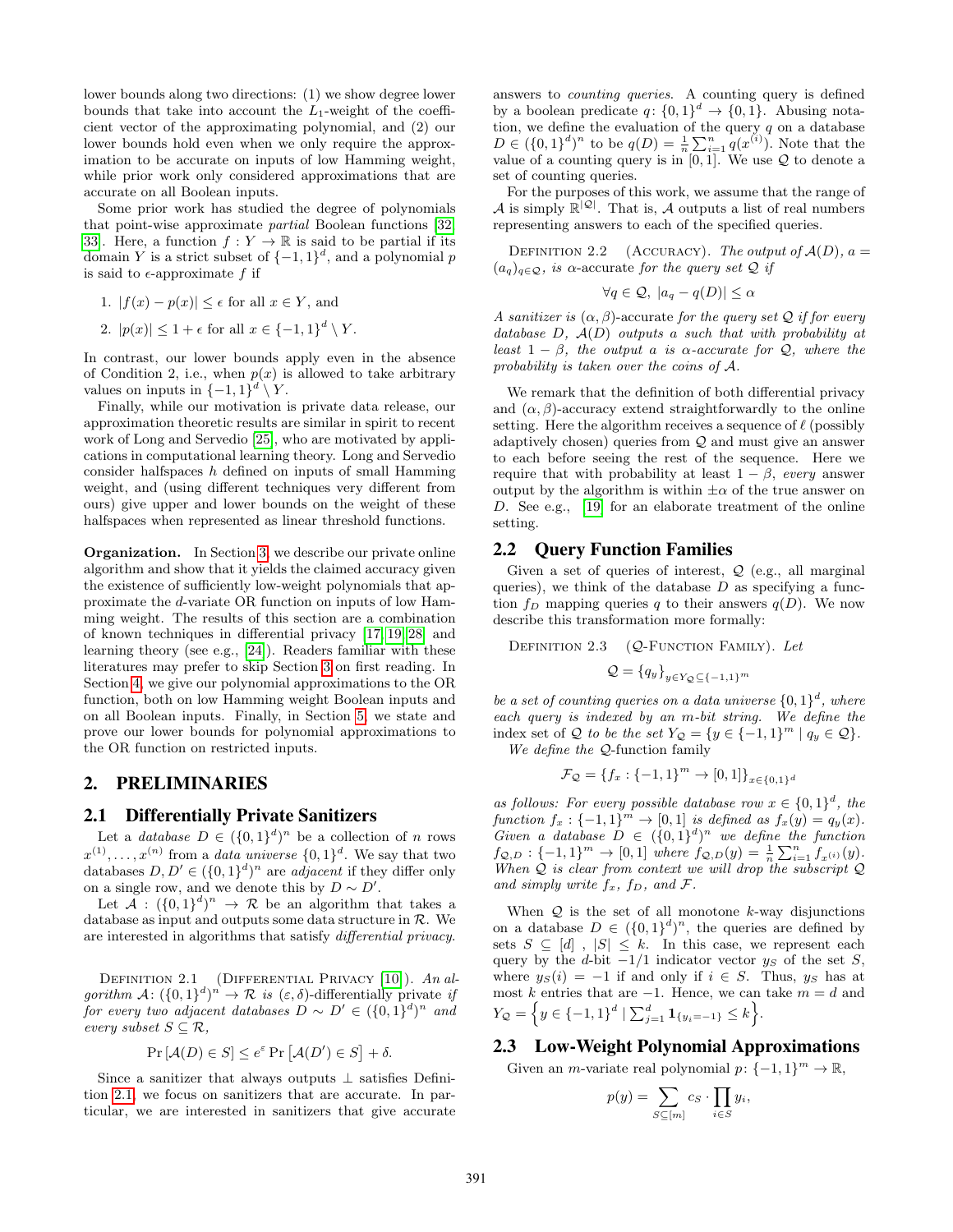lower bounds along two directions: (1) we show degree lower bounds that take into account the $L_1$-weight of the coefficient vector of the approximating polynomial, and (2) our lower bounds hold even when we only require the approximation to be accurate on inputs of low Hamming weight, while prior work only considered approximations that are accurate on all Boolean inputs.

Some prior work has studied the degree of polynomials that point-wise approximate *partial* Boolean functions [32, 33]. Here, a function $f : Y \to \mathbb{R}$ is said to be partial if its domain $Y$ is a strict subset of $\{-1,1\}^d$, and a polynomial $p$ is said to $\epsilon$-approximate $f$ if

1. $|f(x) - p(x)| \le \epsilon$ for all $x \in Y$, and
2. $|p(x)| \le 1 + \epsilon$ for all $x \in \{-1,1\}^d \setminus Y$.

In contrast, our lower bounds apply even in the absence of Condition 2, i.e., when $p(x)$ is allowed to take arbitrary values on inputs in $\{-1,1\}^d \setminus Y$.

Finally, while our motivation is private data release, our approximation theoretic results are similar in spirit to recent work of Long and Servedio [25], who are motivated by applications in computational learning theory. Long and Servedio consider halfspaces $h$ defined on inputs of small Hamming weight, and (using different techniques very different from ours) give upper and lower bounds on the weight of these halfspaces when represented as linear threshold functions.

**Organization.** In Section 3, we describe our private online algorithm and show that it yields the claimed accuracy given the existence of sufficiently low-weight polynomials that approximate the $d$-variate OR function on inputs of low Hamming weight. The results of this section are a combination of known techniques in differential privacy [17, 19, 28] and learning theory (see e.g., [24]). Readers familiar with these literatures may prefer to skip Section 3 on first reading. In Section 4, we give our polynomial approximations to the OR function, both on low Hamming weight Boolean inputs and on all Boolean inputs. Finally, in Section 5, we state and prove our lower bounds for polynomial approximations to the OR function on restricted inputs.

## 2. PRELIMINARIES

### 2.1 Differentially Private Sanitizers

Let a *database* $D \in (\{0,1\}^d)^n$ be a collection of $n$ rows $x^{(1)}, \dots, x^{(n)}$ from a *data universe* $\{0,1\}^d$. We say that two databases $D, D' \in (\{0,1\}^d)^n$ are *adjacent* if they differ only on a single row, and we denote this by $D \sim D'$.

Let $\mathcal{A} : (\{0,1\}^d)^n \to \mathcal{R}$ be an algorithm that takes a database as input and outputs some data structure in $\mathcal{R}$. We are interested in algorithms that satisfy *differential privacy*.

Definition 2.1 (Differential Privacy [10]). *An algorithm $\mathcal{A}$: $(\{0,1\}^d)^n \to \mathcal{R}$ is $(\varepsilon, \delta)$-differentially private if for every two adjacent databases $D \sim D' \in (\{0,1\}^d)^n$ and every subset $S \subseteq \mathcal{R}$,*

$$\Pr[\mathcal{A}(D) \in S] \le e^{\varepsilon} \Pr[\mathcal{A}(D') \in S] + \delta.$$

Since a sanitizer that always outputs $\perp$ satisfies Definition 2.1, we focus on sanitizers that are accurate. In particular, we are interested in sanitizers that give accurate answers to *counting queries*. A counting query is defined by a boolean predicate $q \colon \{0,1\}^d \to \{0,1\}$. Abusing notation, we define the evaluation of the query $q$ on a database $D \in (\{0,1\}^d)^n$ to be $q(D) = \frac{1}{n}\sum_{i=1}^n q(x^{(i)})$. Note that the value of a counting query is in $[0,1]$. We use $\mathcal{Q}$ to denote a set of counting queries.

For the purposes of this work, we assume that the range of $\mathcal{A}$ is simply $\mathbb{R}^{|\mathcal{Q}|}$. That is, $\mathcal{A}$ outputs a list of real numbers representing answers to each of the specified queries.

Definition 2.2 (Accuracy). *The output of $\mathcal{A}(D)$, $a = (a_q)_{q\in\mathcal{Q}}$, is $\alpha$-accurate for the query set $\mathcal{Q}$ if*

$$\forall q \in \mathcal{Q},\ |a_q - q(D)| \le \alpha$$

*A sanitizer is $(\alpha, \beta)$-accurate for the query set $\mathcal{Q}$ if for every database $D$, $\mathcal{A}(D)$ outputs $a$ such that with probability at least $1-\beta$, the output $a$ is $\alpha$-accurate for $\mathcal{Q}$, where the probability is taken over the coins of $\mathcal{A}$.*

We remark that the definition of both differential privacy and $(\alpha,\beta)$-accuracy extend straightforwardly to the online setting. Here the algorithm receives a sequence of $\ell$ (possibly adaptively chosen) queries from $\mathcal{Q}$ and must give an answer to each before seeing the rest of the sequence. Here we require that with probability at least $1-\beta$, *every* answer output by the algorithm is within $\pm\alpha$ of the true answer on $D$. See e.g., [19] for an elaborate treatment of the online setting.

### 2.2 Query Function Families

Given a set of queries of interest, $\mathcal{Q}$ (e.g., all marginal queries), we think of the database $D$ as specifying a function $f_D$ mapping queries $q$ to their answers $q(D)$. We now describe this transformation more formally:

Definition 2.3 ($\mathcal{Q}$-Function Family). *Let*

$$\mathcal{Q} = \{q_y\}_{y \in Y_{\mathcal{Q}} \subseteq \{-1,1\}^m}$$

*be a set of counting queries on a data universe $\{0,1\}^d$, where each query is indexed by an $m$-bit string. We define the index set of $\mathcal{Q}$ to be the set $Y_{\mathcal{Q}} = \{y \in \{-1,1\}^m \mid q_y \in \mathcal{Q}\}$.*

*We define the $\mathcal{Q}$-function family*

$$\mathcal{F}_{\mathcal{Q}} = \{f_x : \{-1,1\}^m \to [0,1]\}_{x \in \{0,1\}^d}$$

*as follows: For every possible database row $x \in \{0,1\}^d$, the function $f_x : \{-1,1\}^m \to [0,1]$ is defined as $f_x(y) = q_y(x)$. Given a database $D \in (\{0,1\}^d)^n$ we define the function $f_{\mathcal{Q},D} : \{-1,1\}^m \to [0,1]$ where $f_{\mathcal{Q},D}(y) = \frac{1}{n}\sum_{i=1}^n f_{x^{(i)}}(y)$. When $\mathcal{Q}$ is clear from context we will drop the subscript $\mathcal{Q}$ and simply write $f_x$, $f_D$, and $\mathcal{F}$.*

When $\mathcal{Q}$ is the set of all monotone $k$-way disjunctions on a database $D \in (\{0,1\}^d)^n$, the queries are defined by sets $S \subseteq [d]$, $|S| \le k$. In this case, we represent each query by the $d$-bit $-1/1$ indicator vector $y_S$ of the set $S$, where $y_S(i) = -1$ if and only if $i \in S$. Thus, $y_S$ has at most $k$ entries that are $-1$. Hence, we can take $m = d$ and $Y_{\mathcal{Q}} = \left\{y \in \{-1,1\}^d \mid \sum_{j=1}^d \mathbf{1}_{\{y_j = -1\}} \le k\right\}$.

### 2.3 Low-Weight Polynomial Approximations

Given an $m$-variate real polynomial $p \colon \{-1,1\}^m \to \mathbb{R}$,

$$p(y) = \sum_{S \subseteq [m]} c_S \cdot \prod_{i \in S} y_i,$$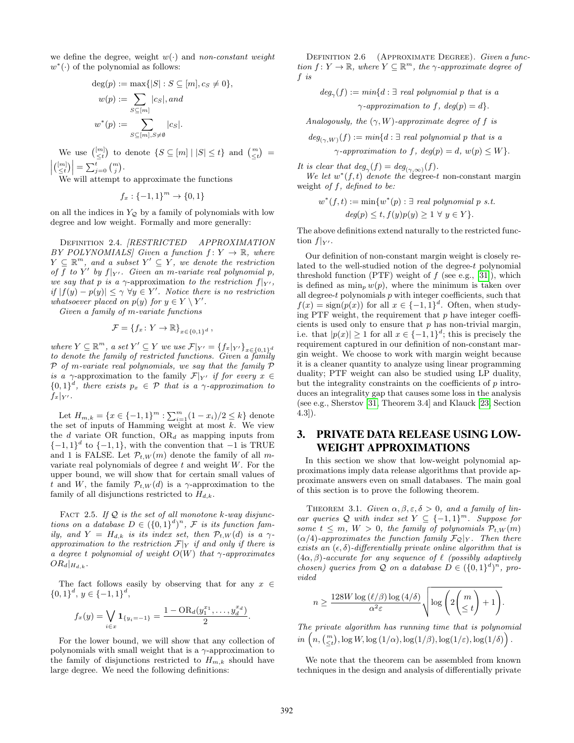we define the degree, weight $w(\cdot)$ and *non-constant weight* $w^*(\cdot)$ of the polynomial as follows:

$$\deg(p) := \max\{|S| : S \subseteq [m], c_S \neq 0\},$$
$$w(p) := \sum_{S \subseteq [m]} |c_S|, \text{and}$$
$$w^*(p) := \sum_{S \subseteq [m], S \neq \emptyset} |c_S|.$$

We use $\binom{[m]}{\leq t}$ to denote $\{S \subseteq [m] \mid |S| \leq t\}$ and $\binom{m}{\leq t} = \left|\binom{[m]}{\leq t}\right| = \sum_{j=0}^{t} \binom{m}{j}$.

We will attempt to approximate the functions

$$f_x : \{-1, 1\}^m \to \{0, 1\}$$

on all the indices in $Y_{\mathcal{Q}}$ by a family of polynomials with low degree and low weight. Formally and more generally:

Definition 2.4. *[RESTRICTED APPROXIMATION BY POLYNOMIALS] Given a function $f \colon Y \to \mathbb{R}$, where $Y \subseteq \mathbb{R}^m$, and a subset $Y' \subseteq Y$, we denote the restriction of $f$ to $Y'$ by $f|_{Y'}$. Given an $m$-variate real polynomial $p$, we say that $p$ is a $\gamma$-approximation to the restriction $f|_{Y'}$, if $|f(y) - p(y)| \leq \gamma \; \forall y \in Y'$. Notice there is no restriction whatsoever placed on $p(y)$ for $y \in Y \setminus Y'$.*

*Given a family of $m$-variate functions*

$$\mathcal{F} = \{f_x \colon Y \to \mathbb{R}\}_{x \in \{0,1\}^d},$$

*where $Y \subseteq \mathbb{R}^m$, a set $Y' \subseteq Y$ we use $\mathcal{F}|_{Y'} = \{f_x|_{Y'}\}_{x \in \{0,1\}^d}$ to denote the family of restricted functions. Given a family $\mathcal{P}$ of $m$-variate real polynomials, we say that the family $\mathcal{P}$ is a $\gamma$-approximation to the family $\mathcal{F}|_{Y'}$ if for every $x \in \{0,1\}^d$, there exists $p_x \in \mathcal{P}$ that is a $\gamma$-approximation to $f_x|_{Y'}$.*

Let $H_{m,k} = \{x \in \{-1,1\}^m : \sum_{i=1}^{m}(1 - x_i)/2 \leq k\}$ denote the set of inputs of Hamming weight at most $k$. We view the $d$ variate OR function, $\text{OR}_d$ as mapping inputs from $\{-1,1\}^d$ to $\{-1,1\}$, with the convention that $-1$ is TRUE and 1 is FALSE. Let $\mathcal{P}_{t,W}(m)$ denote the family of all $m$-variate real polynomials of degree $t$ and weight $W$. For the upper bound, we will show that for certain small values of $t$ and $W$, the family $\mathcal{P}_{t,W}(d)$ is a $\gamma$-approximation to the family of all disjunctions restricted to $H_{d,k}$.

Fact 2.5. *If $\mathcal{Q}$ is the set of all monotone $k$-way disjunctions on a database $D \in (\{0,1\}^d)^n$, $\mathcal{F}$ is its function family, and $Y = H_{d,k}$ is its index set, then $\mathcal{P}_{t,W}(d)$ is a $\gamma$-approximation to the restriction $\mathcal{F}|_Y$ if and only if there is a degree $t$ polynomial of weight $O(W)$ that $\gamma$-approximates $\text{OR}_d|_{H_{d,k}}$.*

The fact follows easily by observing that for any $x \in \{0,1\}^d$, $y \in \{-1,1\}^d$,

$$f_x(y) = \bigvee_{i \in x} \mathbf{1}_{\{y_i = -1\}} = \frac{1 - \text{OR}_d(y_1^{x_1}, \ldots, y_d^{x_d})}{2}.$$

For the lower bound, we will show that any collection of polynomials with small weight that is a $\gamma$-approximation to the family of disjunctions restricted to $H_{m,k}$ should have large degree. We need the following definitions:

Definition 2.6 (Approximate Degree). *Given a function $f \colon Y \to \mathbb{R}$, where $Y \subseteq \mathbb{R}^m$, the $\gamma$-approximate degree of $f$ is*

$$deg_\gamma(f) := min\{d : \exists \text{ real polynomial } p \text{ that is a } \gamma\text{-approximation to } f,\ deg(p) = d\}.$$

*Analogously, the $(\gamma, W)$-approximate degree of $f$ is*

$$deg_{(\gamma,W)}(f) := min\{d : \exists \text{ real polynomial } p \text{ that is a } \gamma\text{-approximation to } f,\ deg(p) = d,\ w(p) \leq W\}.$$

*It is clear that $deg_\gamma(f) = deg_{(\gamma,\infty)}(f)$.*

*We let $w^*(f,t)$ denote the* degree-$t$ non-constant margin weight *of $f$, defined to be:*

$$w^*(f,t) := \min\{w^*(p) : \exists \text{ real polynomial } p \text{ s.t. } deg(p) \leq t, f(y)p(y) \geq 1 \; \forall \; y \in Y\}.$$

The above definitions extend naturally to the restricted function $f|_{Y'}$.

Our definition of non-constant margin weight is closely related to the well-studied notion of the degree-$t$ polynomial threshold function (PTF) weight of $f$ (see e.g., [31]), which is defined as $\min_p w(p)$, where the minimum is taken over all degree-$t$ polynomials $p$ with integer coefficients, such that $f(x) = \text{sign}(p(x))$ for all $x \in \{-1,1\}^d$. Often, when studying PTF weight, the requirement that $p$ have integer coefficients is used only to ensure that $p$ has non-trivial margin, i.e. that $|p(x)| \geq 1$ for all $x \in \{-1,1\}^d$; this is precisely the requirement captured in our definition of non-constant margin weight. We choose to work with margin weight because it is a cleaner quantity to analyze using linear programming duality; PTF weight can also be studied using LP duality, but the integrality constraints on the coefficients of $p$ introduces an integrality gap that causes some loss in the analysis (see e.g., Sherstov [31, Theorem 3.4] and Klauck [23, Section 4.3]).

## 3. PRIVATE DATA RELEASE USING LOW-WEIGHT APPROXIMATIONS

In this section we show that low-weight polynomial approximations imply data release algorithms that provide approximate answers even on small databases. The main goal of this section is to prove the following theorem.

Theorem 3.1. *Given $\alpha, \beta, \varepsilon, \delta > 0$, and a family of linear queries $\mathcal{Q}$ with index set $Y \subseteq \{-1,1\}^m$. Suppose for some $t \leq m$, $W > 0$, the family of polynomials $\mathcal{P}_{t,W}(m)$ $(\alpha/4)$-approximates the function family $\mathcal{F}_{\mathcal{Q}}|_Y$. Then there exists an $(\epsilon, \delta)$-differentially private online algorithm that is $(4\alpha, \beta)$-accurate for any sequence of $\ell$ (possibly adaptively chosen) queries from $\mathcal{Q}$ on a database $D \in (\{0,1\}^d)^n$, provided*

$$n \geq \frac{128 W \log(\ell/\beta) \log(4/\delta)}{\alpha^2 \varepsilon} \sqrt{\log\left(2\binom{m}{\leq t} + 1\right)}.$$

*The private algorithm has running time that is polynomial in $\left(n, \binom{m}{\leq t}, \log W, \log(1/\alpha), \log(1/\beta), \log(1/\varepsilon), \log(1/\delta)\right)$.*

We note that the theorem can be assembled from known techniques in the design and analysis of differentially private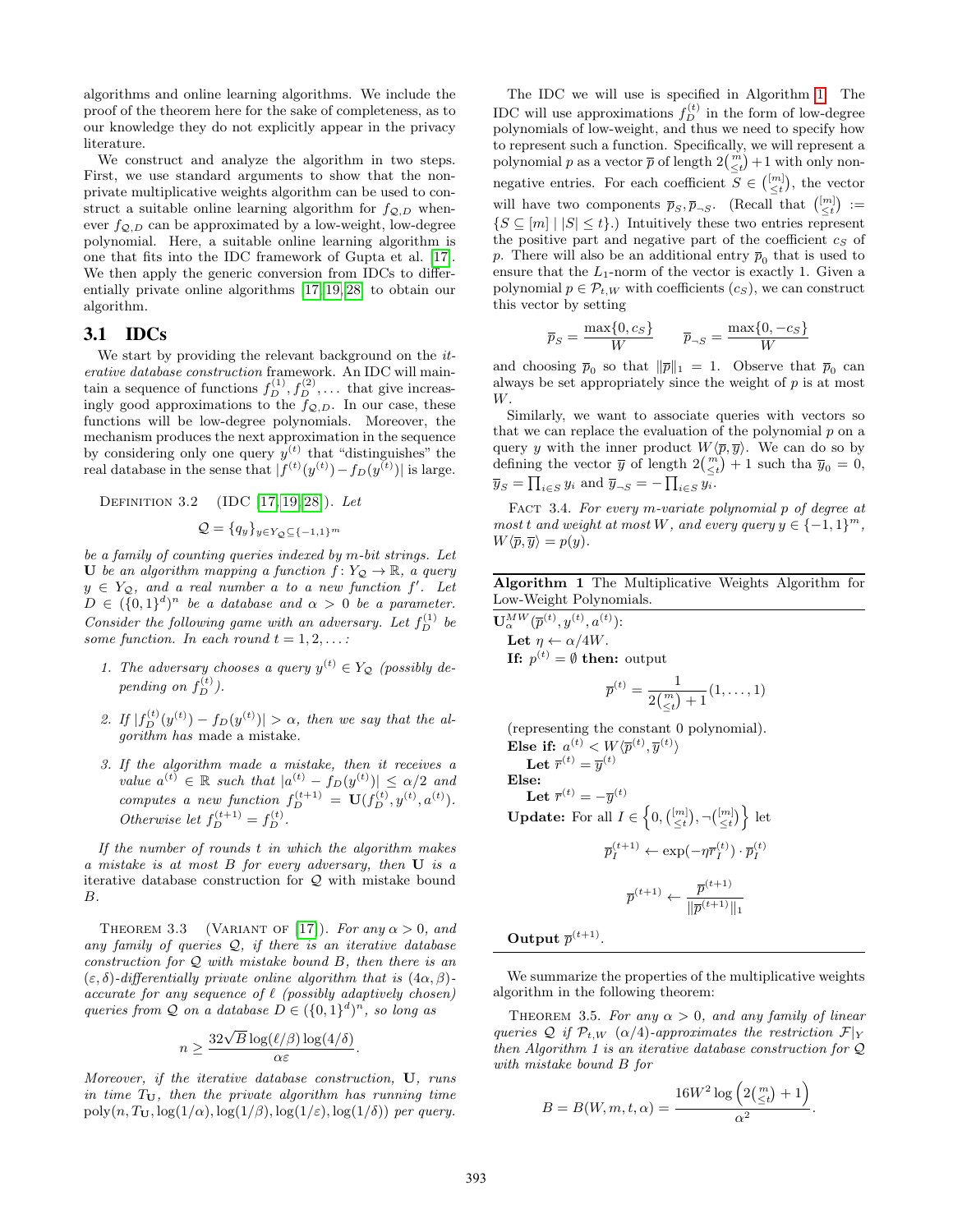algorithms and online learning algorithms. We include the proof of the theorem here for the sake of completeness, as to our knowledge they do not explicitly appear in the privacy literature.

We construct and analyze the algorithm in two steps. First, we use standard arguments to show that the non-private multiplicative weights algorithm can be used to construct a suitable online learning algorithm for $f_{\mathcal{Q},D}$ whenever $f_{\mathcal{Q},D}$ can be approximated by a low-weight, low-degree polynomial. Here, a suitable online learning algorithm is one that fits into the IDC framework of Gupta et al. [17]. We then apply the generic conversion from IDCs to differentially private online algorithms [17, 19, 28] to obtain our algorithm.

## 3.1 IDCs

We start by providing the relevant background on the *iterative database construction* framework. An IDC will maintain a sequence of functions $f_D^{(1)}, f_D^{(2)}, \ldots$ that give increasingly good approximations to the $f_{\mathcal{Q},D}$. In our case, these functions will be low-degree polynomials. Moreover, the mechanism produces the next approximation in the sequence by considering only one query $y^{(t)}$ that "distinguishes" the real database in the sense that $|f^{(t)}(y^{(t)}) - f_D(y^{(t)})|$ is large.

Definition 3.2 (IDC [17, 19, 28]). *Let*

$$\mathcal{Q} = \{q_y\}_{y \in Y_{\mathcal{Q}} \subseteq \{-1,1\}^m}$$

*be a family of counting queries indexed by m-bit strings. Let* $\mathbf{U}$ *be an algorithm mapping a function* $f\colon Y_{\mathcal{Q}} \to \mathbb{R}$*, a query* $y \in Y_{\mathcal{Q}}$*, and a real number a to a new function* $f'$*. Let* $D \in (\{0,1\}^d)^n$ *be a database and* $\alpha > 0$ *be a parameter. Consider the following game with an adversary. Let* $f_D^{(1)}$ *be some function. In each round* $t = 1, 2, \ldots$*:*

1. *The adversary chooses a query* $y^{(t)} \in Y_{\mathcal{Q}}$ *(possibly depending on* $f_D^{(t)}$*).*
2. *If* $|f_D^{(t)}(y^{(t)}) - f_D(y^{(t)})| > \alpha$*, then we say that the algorithm has* made a mistake*.*
3. *If the algorithm made a mistake, then it receives a value* $a^{(t)} \in \mathbb{R}$ *such that* $|a^{(t)} - f_D(y^{(t)})| \le \alpha/2$ *and computes a new function* $f_D^{(t+1)} = \mathbf{U}(f_D^{(t)}, y^{(t)}, a^{(t)})$*. Otherwise let* $f_D^{(t+1)} = f_D^{(t)}$*.*

*If the number of rounds t in which the algorithm makes a mistake is at most B for every adversary, then* $\mathbf{U}$ *is a* iterative database construction *for* $\mathcal{Q}$ *with mistake bound B.*

Theorem 3.3 (Variant of [17]). *For any* $\alpha > 0$*, and any family of queries* $\mathcal{Q}$*, if there is an iterative database construction for* $\mathcal{Q}$ *with mistake bound B, then there is an* $(\varepsilon, \delta)$*-differentially private online algorithm that is* $(4\alpha, \beta)$*-accurate for any sequence of* $\ell$ *(possibly adaptively chosen) queries from* $\mathcal{Q}$ *on a database* $D \in (\{0,1\}^d)^n$*, so long as*

$$n \ge \frac{32\sqrt{B}\log(\ell/\beta)\log(4/\delta)}{\alpha\varepsilon}.$$

*Moreover, if the iterative database construction,* $\mathbf{U}$*, runs in time* $T_{\mathbf{U}}$*, then the private algorithm has running time* $\mathrm{poly}(n, T_{\mathbf{U}}, \log(1/\alpha), \log(1/\beta), \log(1/\varepsilon), \log(1/\delta))$ *per query.*

The IDC we will use is specified in Algorithm 1. The IDC will use approximations $f_D^{(t)}$ in the form of low-degree polynomials of low-weight, and thus we need to specify how to represent such a function. Specifically, we will represent a polynomial $p$ as a vector $\overline{p}$ of length $2\binom{m}{\le t}+1$ with only non-negative entries. For each coefficient $S \in \binom{[m]}{\le t}$, the vector will have two components $\overline{p}_S, \overline{p}_{\neg S}$. (Recall that $\binom{[m]}{\le t} := \{S \subseteq [m] \mid |S| \le t\}$.) Intuitively these two entries represent the positive part and negative part of the coefficient $c_S$ of $p$. There will also be an additional entry $\overline{p}_0$ that is used to ensure that the $L_1$-norm of the vector is exactly 1. Given a polynomial $p \in \mathcal{P}_{t,W}$ with coefficients $(c_S)$, we can construct this vector by setting

$$\overline{p}_S = \frac{\max\{0, c_S\}}{W} \qquad \overline{p}_{\neg S} = \frac{\max\{0, -c_S\}}{W}$$

and choosing $\overline{p}_0$ so that $\|\overline{p}\|_1 = 1$. Observe that $\overline{p}_0$ can always be set appropriately since the weight of $p$ is at most $W$.

Similarly, we want to associate queries with vectors so that we can replace the evaluation of the polynomial $p$ on a query $y$ with the inner product $W\langle \overline{p}, \overline{y}\rangle$. We can do so by defining the vector $\overline{y}$ of length $2\binom{m}{\le t}+1$ such tha $\overline{y}_0 = 0$, $\overline{y}_S = \prod_{i\in S} y_i$ and $\overline{y}_{\neg S} = -\prod_{i \in S} y_i$.

Fact 3.4. *For every m-variate polynomial p of degree at most t and weight at most W, and every query* $y \in \{-1,1\}^m$*,* $W\langle \overline{p}, \overline{y}\rangle = p(y)$*.*

**Algorithm 1** The Multiplicative Weights Algorithm for Low-Weight Polynomials.

$\mathbf{U}_\alpha^{MW}(\overline{p}^{(t)}, y^{(t)}, a^{(t)})$:

**Let** $\eta \leftarrow \alpha/4W$.

**If:** $p^{(t)} = \emptyset$ **then:** output

$$\overline{p}^{(t)} = \frac{1}{2\binom{m}{\le t}+1}(1, \ldots, 1)$$

(representing the constant 0 polynomial).

**Else if:** $a^{(t)} < W\langle \overline{p}^{(t)}, \overline{y}^{(t)}\rangle$

**Let** $\overline{r}^{(t)} = \overline{y}^{(t)}$

**Else:**

**Let** $\overline{r}^{(t)} = -\overline{y}^{(t)}$

**Update:** For all $I \in \left\{0, \binom{[m]}{\le t}, \neg\binom{[m]}{\le t}\right\}$ let

$$\overline{p}_I^{(t+1)} \leftarrow \exp(-\eta \overline{r}_I^{(t)}) \cdot \overline{p}_I^{(t)}$$

$$\overline{p}^{(t+1)} \leftarrow \frac{\overline{p}^{(t+1)}}{\|\overline{p}^{(t+1)}\|_1}$$

**Output** $\overline{p}^{(t+1)}$.

We summarize the properties of the multiplicative weights algorithm in the following theorem:

Theorem 3.5. *For any* $\alpha > 0$*, and any family of linear queries* $\mathcal{Q}$ *if* $\mathcal{P}_{t,W}$ $(\alpha/4)$*-approximates the restriction* $\mathcal{F}|_Y$ *then Algorithm 1 is an iterative database construction for* $\mathcal{Q}$ *with mistake bound B for*

$$B = B(W, m, t, \alpha) = \frac{16W^2 \log\left(2\binom{m}{\le t}+1\right)}{\alpha^2}.$$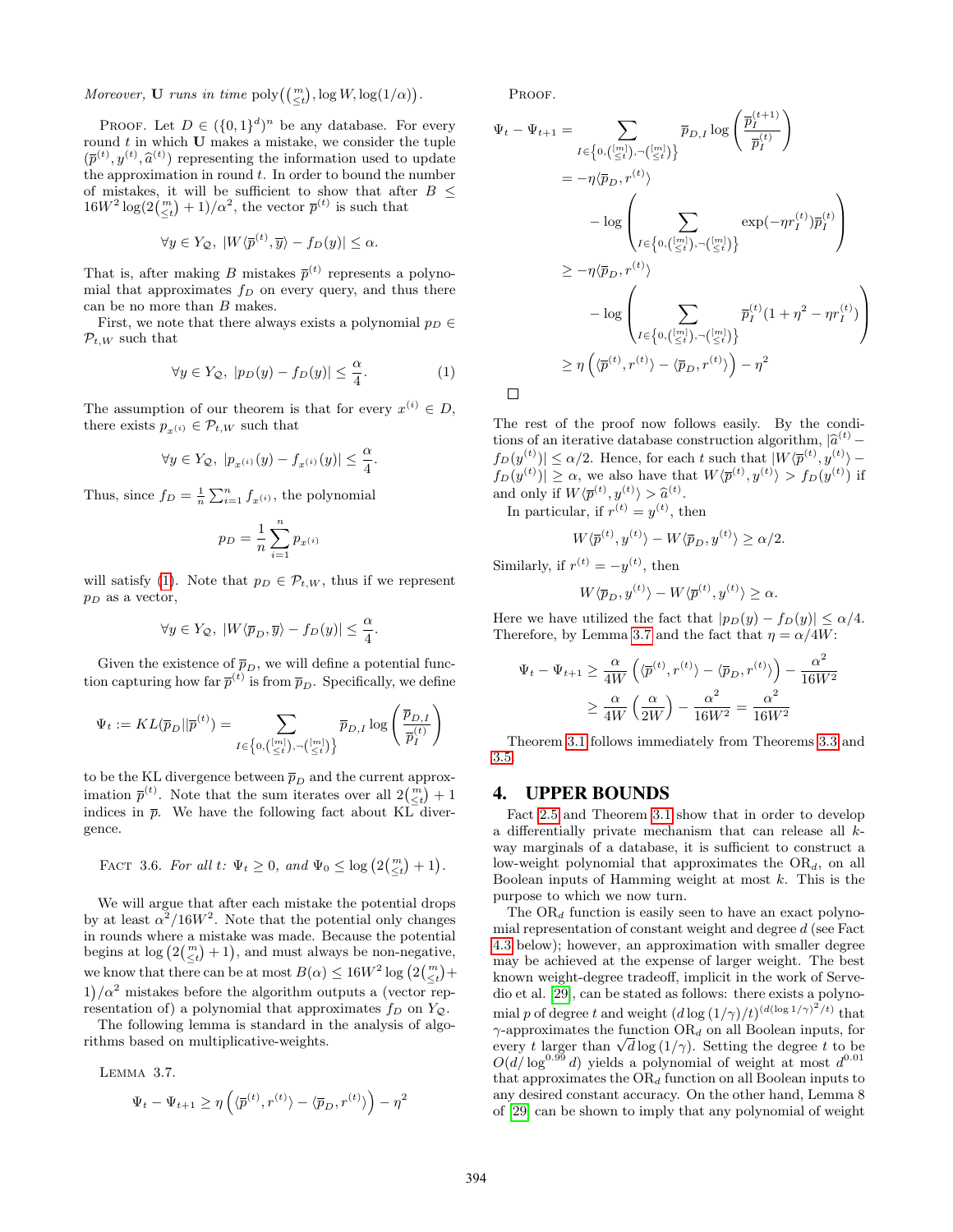*Moreover,* **U** *runs in time* $\text{poly}\big(\binom{m}{\leq t}, \log W, \log(1/\alpha)\big)$.

PROOF. Let $D \in (\{0,1\}^d)^n$ be any database. For every round $t$ in which **U** makes a mistake, we consider the tuple $(\overline{p}^{(t)}, y^{(t)}, \widehat{a}^{(t)})$ representing the information used to update the approximation in round $t$. In order to bound the number of mistakes, it will be sufficient to show that after $B \leq 16W^2 \log(2\binom{m}{\leq t}+1)/\alpha^2$, the vector $\overline{p}^{(t)}$ is such that

$$\forall y \in Y_{\mathcal{Q}},\ |W\langle \overline{p}^{(t)}, \overline{y}\rangle - f_D(y)| \leq \alpha.$$

That is, after making $B$ mistakes $\overline{p}^{(t)}$ represents a polynomial that approximates $f_D$ on every query, and thus there can be no more than $B$ makes.

First, we note that there always exists a polynomial $p_D \in \mathcal{P}_{t,W}$ such that

$$\forall y \in Y_{\mathcal{Q}},\ |p_D(y) - f_D(y)| \leq \frac{\alpha}{4}. \tag{1}$$

The assumption of our theorem is that for every $x^{(i)} \in D$, there exists $p_{x^{(i)}} \in \mathcal{P}_{t,W}$ such that

$$\forall y \in Y_{\mathcal{Q}},\ |p_{x^{(i)}}(y) - f_{x^{(i)}}(y)| \leq \frac{\alpha}{4}.$$

Thus, since $f_D = \frac{1}{n}\sum_{i=1}^n f_{x^{(i)}}$, the polynomial

$$p_D = \frac{1}{n}\sum_{i=1}^n p_{x^{(i)}}$$

will satisfy (1). Note that $p_D \in \mathcal{P}_{t,W}$, thus if we represent $p_D$ as a vector,

$$\forall y \in Y_{\mathcal{Q}},\ |W\langle \overline{p}_D, \overline{y}\rangle - f_D(y)| \leq \frac{\alpha}{4}.$$

Given the existence of $\overline{p}_D$, we will define a potential function capturing how far $\overline{p}^{(t)}$ is from $\overline{p}_D$. Specifically, we define

$$\Psi_t := KL(\overline{p}_D || \overline{p}^{(t)}) = \sum_{I \in \left\{0, \binom{[m]}{\leq t}, \neg\binom{[m]}{\leq t}\right\}} \overline{p}_{D,I} \log\left(\frac{\overline{p}_{D,I}}{\overline{p}_I^{(t)}}\right)$$

to be the KL divergence between $\overline{p}_D$ and the current approximation $\overline{p}^{(t)}$. Note that the sum iterates over all $2\binom{m}{\leq t}+1$ indices in $\overline{p}$. We have the following fact about KL divergence.

FACT 3.6. *For all $t$: $\Psi_t \geq 0$, and $\Psi_0 \leq \log\left(2\binom{m}{\leq t}+1\right)$.*

We will argue that after each mistake the potential drops by at least $\alpha^2/16W^2$. Note that the potential only changes in rounds where a mistake was made. Because the potential begins at $\log\left(2\binom{m}{\leq t}+1\right)$, and must always be non-negative, we know that there can be at most $B(\alpha) \leq 16W^2\log\left(2\binom{m}{\leq t}+1\right)/\alpha^2$ mistakes before the algorithm outputs a (vector representation of) a polynomial that approximates $f_D$ on $Y_{\mathcal{Q}}$.

The following lemma is standard in the analysis of algorithms based on multiplicative-weights.

LEMMA 3.7.

$$\Psi_t - \Psi_{t+1} \geq \eta\left(\langle \overline{p}^{(t)}, r^{(t)}\rangle - \langle \overline{p}_D, r^{(t)}\rangle\right) - \eta^2$$

PROOF.

$$\begin{aligned}
\Psi_t - \Psi_{t+1} &= \sum_{I \in \left\{0, \binom{[m]}{\leq t}, \neg\binom{[m]}{\leq t}\right\}} \overline{p}_{D,I} \log\left(\frac{\overline{p}_I^{(t+1)}}{\overline{p}_I^{(t)}}\right) \\
&= -\eta\langle \overline{p}_D, r^{(t)}\rangle \\
&\quad - \log\left(\sum_{I \in \left\{0, \binom{[m]}{\leq t}, \neg\binom{[m]}{\leq t}\right\}} \exp(-\eta r_I^{(t)})\overline{p}_I^{(t)}\right) \\
&\geq -\eta\langle \overline{p}_D, r^{(t)}\rangle \\
&\quad - \log\left(\sum_{I \in \left\{0, \binom{[m]}{\leq t}, \neg\binom{[m]}{\leq t}\right\}} \overline{p}_I^{(t)}(1 + \eta^2 - \eta r_I^{(t)})\right) \\
&\geq \eta\left(\langle \overline{p}^{(t)}, r^{(t)}\rangle - \langle \overline{p}_D, r^{(t)}\rangle\right) - \eta^2
\end{aligned}$$

□

The rest of the proof now follows easily. By the conditions of an iterative database construction algorithm, $|\widehat{a}^{(t)} - f_D(y^{(t)})| \leq \alpha/2$. Hence, for each $t$ such that $|W\langle \overline{p}^{(t)}, y^{(t)}\rangle - f_D(y^{(t)})| \geq \alpha$, we also have that $W\langle \overline{p}^{(t)}, y^{(t)}\rangle > f_D(y^{(t)})$ if and only if $W\langle \overline{p}^{(t)}, y^{(t)}\rangle > \widehat{a}^{(t)}$.

In particular, if $r^{(t)} = y^{(t)}$, then

$$W\langle \overline{p}^{(t)}, y^{(t)}\rangle - W\langle \overline{p}_D, y^{(t)}\rangle \geq \alpha/2.$$

Similarly, if $r^{(t)} = -y^{(t)}$, then

$$W\langle \overline{p}_D, y^{(t)}\rangle - W\langle \overline{p}^{(t)}, y^{(t)}\rangle \geq \alpha.$$

Here we have utilized the fact that $|p_D(y) - f_D(y)| \leq \alpha/4$. Therefore, by Lemma 3.7 and the fact that $\eta = \alpha/4W$:

$$\begin{aligned}
\Psi_t - \Psi_{t+1} &\geq \frac{\alpha}{4W}\left(\langle \overline{p}^{(t)}, r^{(t)}\rangle - \langle \overline{p}_D, r^{(t)}\rangle\right) - \frac{\alpha^2}{16W^2} \\
&\geq \frac{\alpha}{4W}\left(\frac{\alpha}{2W}\right) - \frac{\alpha^2}{16W^2} = \frac{\alpha^2}{16W^2}
\end{aligned}$$

Theorem 3.1 follows immediately from Theorems 3.3 and 3.5.

## 4. UPPER BOUNDS

Fact 2.5 and Theorem 3.1 show that in order to develop a differentially private mechanism that can release all $k$-way marginals of a database, it is sufficient to construct a low-weight polynomial that approximates the $\text{OR}_d$, on all Boolean inputs of Hamming weight at most $k$. This is the purpose to which we now turn.

The $\text{OR}_d$ function is easily seen to have an exact polynomial representation of constant weight and degree $d$ (see Fact 4.3 below); however, an approximation with smaller degree may be achieved at the expense of larger weight. The best known weight-degree tradeoff, implicit in the work of Servedio et al. [29], can be stated as follows: there exists a polynomial $p$ of degree $t$ and weight $(d\log(1/\gamma)/t)^{(d(\log 1/\gamma)^2/t)}$ that $\gamma$-approximates the function $\text{OR}_d$ on all Boolean inputs, for every $t$ larger than $\sqrt{d}\log(1/\gamma)$. Setting the degree $t$ to be $O(d/\log^{0.99} d)$ yields a polynomial of weight at most $d^{0.01}$ that approximates the $\text{OR}_d$ function on all Boolean inputs to any desired constant accuracy. On the other hand, Lemma 8 of [29] can be shown to imply that any polynomial of weight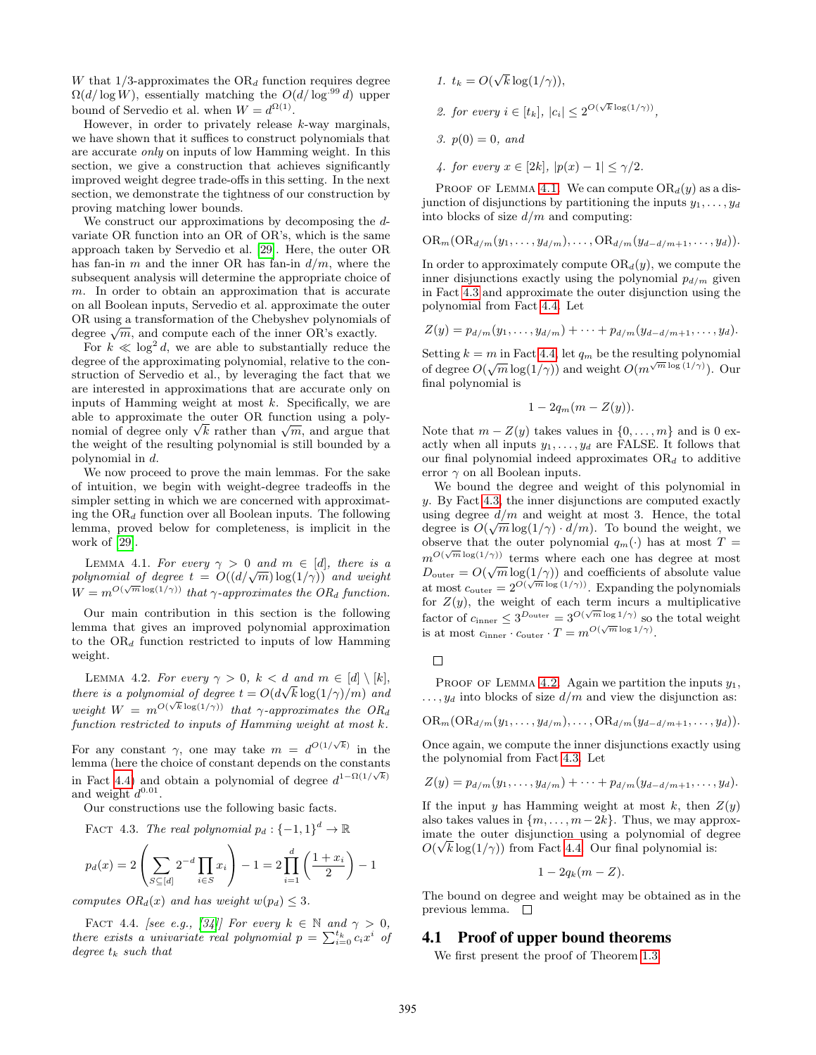$W$ that 1/3-approximates the $\mathrm{OR}_d$ function requires degree $\Omega(d/\log W)$, essentially matching the $O(d/\log^{.99} d)$ upper bound of Servedio et al. when $W = d^{\Omega(1)}$.

However, in order to privately release $k$-way marginals, we have shown that it suffices to construct polynomials that are accurate *only* on inputs of low Hamming weight. In this section, we give a construction that achieves significantly improved weight degree trade-offs in this setting. In the next section, we demonstrate the tightness of our construction by proving matching lower bounds.

We construct our approximations by decomposing the $d$-variate OR function into an OR of OR's, which is the same approach taken by Servedio et al. [29]. Here, the outer OR has fan-in $m$ and the inner OR has fan-in $d/m$, where the subsequent analysis will determine the appropriate choice of $m$. In order to obtain an approximation that is accurate on all Boolean inputs, Servedio et al. approximate the outer OR using a transformation of the Chebyshev polynomials of degree $\sqrt{m}$, and compute each of the inner OR's exactly.

For $k \ll \log^2 d$, we are able to substantially reduce the degree of the approximating polynomial, relative to the construction of Servedio et al., by leveraging the fact that we are interested in approximations that are accurate only on inputs of Hamming weight at most $k$. Specifically, we are able to approximate the outer OR function using a polynomial of degree only $\sqrt{k}$ rather than $\sqrt{m}$, and argue that the weight of the resulting polynomial is still bounded by a polynomial in $d$.

We now proceed to prove the main lemmas. For the sake of intuition, we begin with weight-degree tradeoffs in the simpler setting in which we are concerned with approximating the $\mathrm{OR}_d$ function over all Boolean inputs. The following lemma, proved below for completeness, is implicit in the work of [29].

Lemma 4.1. *For every $\gamma > 0$ and $m \in [d]$, there is a polynomial of degree $t = O((d/\sqrt{m})\log(1/\gamma))$ and weight $W = m^{O(\sqrt{m}\log(1/\gamma))}$ that $\gamma$-approximates the $\mathrm{OR}_d$ function.*

Our main contribution in this section is the following lemma that gives an improved polynomial approximation to the $\mathrm{OR}_d$ function restricted to inputs of low Hamming weight.

Lemma 4.2. *For every $\gamma > 0$, $k < d$ and $m \in [d] \setminus [k]$, there is a polynomial of degree $t = O(d\sqrt{k}\log(1/\gamma)/m)$ and weight $W = m^{O(\sqrt{k}\log(1/\gamma))}$ that $\gamma$-approximates the $\mathrm{OR}_d$ function restricted to inputs of Hamming weight at most $k$.*

For any constant $\gamma$, one may take $m = d^{O(1/\sqrt{k})}$ in the lemma (here the choice of constant depends on the constants in Fact 4.4) and obtain a polynomial of degree $d^{1-\Omega(1/\sqrt{k})}$ and weight $d^{0.01}$.

Our constructions use the following basic facts.

Fact 4.3. *The real polynomial $p_d : \{-1,1\}^d \to \mathbb{R}$*

$$p_d(x) = 2\left(\sum_{S\subseteq[d]} 2^{-d}\prod_{i\in S} x_i\right) - 1 = 2\prod_{i=1}^{d}\left(\frac{1+x_i}{2}\right) - 1$$

*computes $\mathrm{OR}_d(x)$ and has weight $w(p_d) \le 3$.*

Fact 4.4. *[see e.g., [34]] For every $k \in \mathbb{N}$ and $\gamma > 0$, there exists a univariate real polynomial $p = \sum_{i=0}^{t_k} c_i x^i$ of degree $t_k$ such that*

1. *$t_k = O(\sqrt{k}\log(1/\gamma))$,*
2. *for every $i \in [t_k]$, $|c_i| \le 2^{O(\sqrt{k}\log(1/\gamma))}$,*
3. *$p(0) = 0$, and*
4. *for every $x \in [2k]$, $|p(x) - 1| \le \gamma/2$.*

Proof of Lemma 4.1. We can compute $\mathrm{OR}_d(y)$ as a disjunction of disjunctions by partitioning the inputs $y_1, \ldots, y_d$ into blocks of size $d/m$ and computing:

$$\mathrm{OR}_m(\mathrm{OR}_{d/m}(y_1,\ldots,y_{d/m}),\ldots,\mathrm{OR}_{d/m}(y_{d-d/m+1},\ldots,y_d)).$$

In order to approximately compute $\mathrm{OR}_d(y)$, we compute the inner disjunctions exactly using the polynomial $p_{d/m}$ given in Fact 4.3 and approximate the outer disjunction using the polynomial from Fact 4.4. Let

$$Z(y) = p_{d/m}(y_1,\ldots,y_{d/m}) + \cdots + p_{d/m}(y_{d-d/m+1},\ldots,y_d).$$

Setting $k = m$ in Fact 4.4, let $q_m$ be the resulting polynomial of degree $O(\sqrt{m}\log(1/\gamma))$ and weight $O(m^{\sqrt{m}\log(1/\gamma)})$. Our final polynomial is

$$1 - 2q_m(m - Z(y)).$$

Note that $m - Z(y)$ takes values in $\{0,\ldots,m\}$ and is 0 exactly when all inputs $y_1,\ldots,y_d$ are FALSE. It follows that our final polynomial indeed approximates $\mathrm{OR}_d$ to additive error $\gamma$ on all Boolean inputs.

We bound the degree and weight of this polynomial in $y$. By Fact 4.3, the inner disjunctions are computed exactly using degree $d/m$ and weight at most 3. Hence, the total degree is $O(\sqrt{m}\log(1/\gamma)\cdot d/m)$. To bound the weight, we observe that the outer polynomial $q_m(\cdot)$ has at most $T = m^{O(\sqrt{m}\log(1/\gamma))}$ terms where each one has degree at most $D_{\text{outer}} = O(\sqrt{m}\log(1/\gamma))$ and coefficients of absolute value at most $c_{\text{outer}} = 2^{O(\sqrt{m}\log(1/\gamma))}$. Expanding the polynomials for $Z(y)$, the weight of each term incurs a multiplicative factor of $c_{\text{inner}} \le 3^{D_{\text{outer}}} = 3^{O(\sqrt{m}\log 1/\gamma)}$ so the total weight is at most $c_{\text{inner}} \cdot c_{\text{outer}} \cdot T = m^{O(\sqrt{m}\log 1/\gamma)}$.

□

Proof of Lemma 4.2. Again we partition the inputs $y_1, \ldots, y_d$ into blocks of size $d/m$ and view the disjunction as:

$$\mathrm{OR}_m(\mathrm{OR}_{d/m}(y_1,\ldots,y_{d/m}),\ldots,\mathrm{OR}_{d/m}(y_{d-d/m+1},\ldots,y_d)).$$

Once again, we compute the inner disjunctions exactly using the polynomial from Fact 4.3. Let

$$Z(y) = p_{d/m}(y_1,\ldots,y_{d/m}) + \cdots + p_{d/m}(y_{d-d/m+1},\ldots,y_d).$$

If the input $y$ has Hamming weight at most $k$, then $Z(y)$ also takes values in $\{m,\ldots,m-2k\}$. Thus, we may approximate the outer disjunction using a polynomial of degree $O(\sqrt{k}\log(1/\gamma))$ from Fact 4.4. Our final polynomial is:

$$1 - 2q_k(m - Z).$$

The bound on degree and weight may be obtained as in the previous lemma. □

## 4.1 Proof of upper bound theorems

We first present the proof of Theorem 1.3.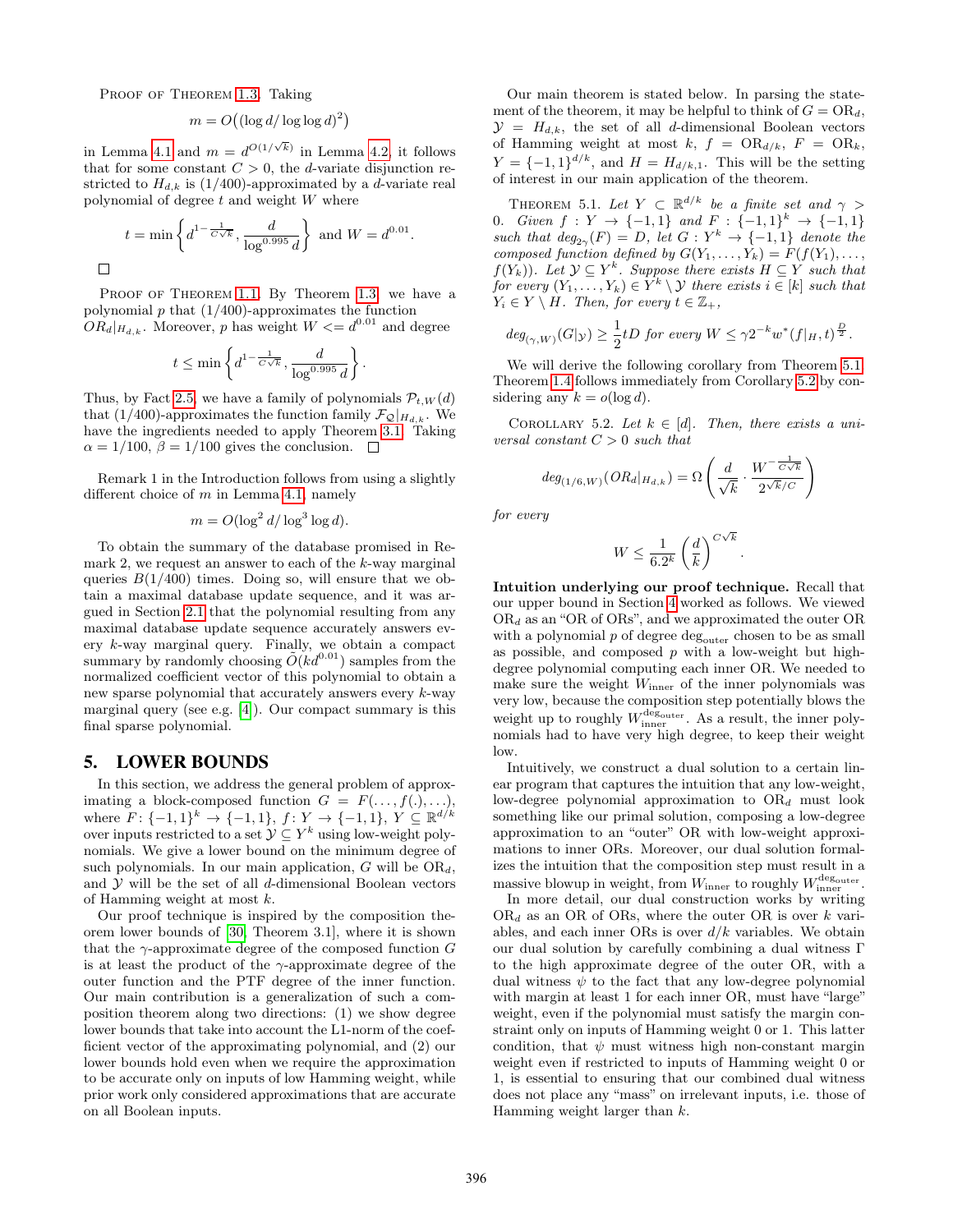Proof of Theorem 1.3. Taking

$$m = O\big((\log d/\log\log d)^2\big)$$

in Lemma 4.1 and $m = d^{O(1/\sqrt{k})}$ in Lemma 4.2, it follows that for some constant $C > 0$, the $d$-variate disjunction restricted to $H_{d,k}$ is $(1/400)$-approximated by a $d$-variate real polynomial of degree $t$ and weight $W$ where

$$t = \min\left\{d^{1-\frac{1}{C\sqrt{k}}}, \frac{d}{\log^{0.995} d}\right\} \text{ and } W = d^{0.01}.$$

□

Proof of Theorem 1.1. By Theorem 1.3, we have a polynomial $p$ that $(1/400)$-approximates the function $OR_d|_{H_{d,k}}$. Moreover, $p$ has weight $W <= d^{0.01}$ and degree

$$t \leq \min\left\{d^{1-\frac{1}{C\sqrt{k}}}, \frac{d}{\log^{0.995} d}\right\}.$$

Thus, by Fact 2.5, we have a family of polynomials $\mathcal{P}_{t,W}(d)$ that $(1/400)$-approximates the function family $\mathcal{F}_{\mathcal{Q}}|_{H_{d,k}}$. We have the ingredients needed to apply Theorem 3.1. Taking $\alpha = 1/100$, $\beta = 1/100$ gives the conclusion. □

Remark 1 in the Introduction follows from using a slightly different choice of $m$ in Lemma 4.1, namely

$$m = O(\log^2 d/\log^3 \log d).$$

To obtain the summary of the database promised in Remark 2, we request an answer to each of the $k$-way marginal queries $B(1/400)$ times. Doing so, will ensure that we obtain a maximal database update sequence, and it was argued in Section 2.1 that the polynomial resulting from any maximal database update sequence accurately answers every $k$-way marginal query. Finally, we obtain a compact summary by randomly choosing $\tilde{O}(kd^{0.01})$ samples from the normalized coefficient vector of this polynomial to obtain a new sparse polynomial that accurately answers every $k$-way marginal query (see e.g. [4]). Our compact summary is this final sparse polynomial.

## 5. LOWER BOUNDS

In this section, we address the general problem of approximating a block-composed function $G = F(\ldots, f(.), \ldots)$, where $F: \{-1,1\}^k \to \{-1,1\}$, $f: Y \to \{-1,1\}$, $Y \subseteq \mathbb{R}^{d/k}$ over inputs restricted to a set $\mathcal{Y} \subseteq Y^k$ using low-weight polynomials. We give a lower bound on the minimum degree of such polynomials. In our main application, $G$ will be $\text{OR}_d$, and $\mathcal{Y}$ will be the set of all $d$-dimensional Boolean vectors of Hamming weight at most $k$.

Our proof technique is inspired by the composition theorem lower bounds of [30, Theorem 3.1], where it is shown that the $\gamma$-approximate degree of the composed function $G$ is at least the product of the $\gamma$-approximate degree of the outer function and the PTF degree of the inner function. Our main contribution is a generalization of such a composition theorem along two directions: (1) we show degree lower bounds that take into account the L1-norm of the coefficient vector of the approximating polynomial, and (2) our lower bounds hold even when we require the approximation to be accurate only on inputs of low Hamming weight, while prior work only considered approximations that are accurate on all Boolean inputs.

Our main theorem is stated below. In parsing the statement of the theorem, it may be helpful to think of $G = \text{OR}_d$, $\mathcal{Y} = H_{d,k}$, the set of all $d$-dimensional Boolean vectors of Hamming weight at most $k$, $f = \text{OR}_{d/k}$, $F = \text{OR}_k$, $Y = \{-1,1\}^{d/k}$, and $H = H_{d/k,1}$. This will be the setting of interest in our main application of the theorem.

Theorem 5.1. *Let $Y \subset \mathbb{R}^{d/k}$ be a finite set and $\gamma > 0$. Given $f: Y \to \{-1,1\}$ and $F: \{-1,1\}^k \to \{-1,1\}$ such that $deg_{2\gamma}(F) = D$, let $G: Y^k \to \{-1,1\}$ denote the composed function defined by $G(Y_1,\ldots,Y_k) = F(f(Y_1),\ldots, f(Y_k))$. Let $\mathcal{Y} \subseteq Y^k$. Suppose there exists $H \subseteq Y$ such that for every $(Y_1,\ldots,Y_k) \in Y^k \setminus \mathcal{Y}$ there exists $i \in [k]$ such that $Y_i \in Y \setminus H$. Then, for every $t \in \mathbb{Z}_+$,*

$$deg_{(\gamma,W)}(G|_{\mathcal{Y}}) \geq \frac{1}{2}tD \text{ for every } W \leq \gamma 2^{-k} w^*(f|_H, t)^{\frac{D}{2}}.$$

We will derive the following corollary from Theorem 5.1. Theorem 1.4 follows immediately from Corollary 5.2 by considering any $k = o(\log d)$.

Corollary 5.2. *Let $k \in [d]$. Then, there exists a universal constant $C > 0$ such that*

$$deg_{(1/6,W)}(OR_d|_{H_{d,k}}) = \Omega\left(\frac{d}{\sqrt{k}} \cdot \frac{W^{-\frac{1}{C\sqrt{k}}}}{2^{\sqrt{k}/C}}\right)$$

*for every*

$$W \leq \frac{1}{6.2^k}\left(\frac{d}{k}\right)^{C\sqrt{k}}.$$

**Intuition underlying our proof technique.** Recall that our upper bound in Section 4 worked as follows. We viewed $\text{OR}_d$ as an "OR of ORs", and we approximated the outer OR with a polynomial $p$ of degree $\deg_{\text{outer}}$ chosen to be as small as possible, and composed $p$ with a low-weight but high-degree polynomial computing each inner OR. We needed to make sure the weight $W_{\text{inner}}$ of the inner polynomials was very low, because the composition step potentially blows the weight up to roughly $W_{\text{inner}}^{\deg_{\text{outer}}}$. As a result, the inner polynomials had to have very high degree, to keep their weight low.

Intuitively, we construct a dual solution to a certain linear program that captures the intuition that any low-weight, low-degree polynomial approximation to $\text{OR}_d$ must look something like our primal solution, composing a low-degree approximation to an "outer" OR with low-weight approximations to inner ORs. Moreover, our dual solution formalizes the intuition that the composition step must result in a massive blowup in weight, from $W_{\text{inner}}$ to roughly $W_{\text{inner}}^{\deg_{\text{outer}}}$.

In more detail, our dual construction works by writing $\text{OR}_d$ as an OR of ORs, where the outer OR is over $k$ variables, and each inner ORs is over $d/k$ variables. We obtain our dual solution by carefully combining a dual witness $\Gamma$ to the high approximate degree of the outer OR, with a dual witness $\psi$ to the fact that any low-degree polynomial with margin at least 1 for each inner OR, must have "large" weight, even if the polynomial must satisfy the margin constraint only on inputs of Hamming weight 0 or 1. This latter condition, that $\psi$ must witness high non-constant margin weight even if restricted to inputs of Hamming weight 0 or 1, is essential to ensuring that our combined dual witness does not place any "mass" on irrelevant inputs, i.e. those of Hamming weight larger than $k$.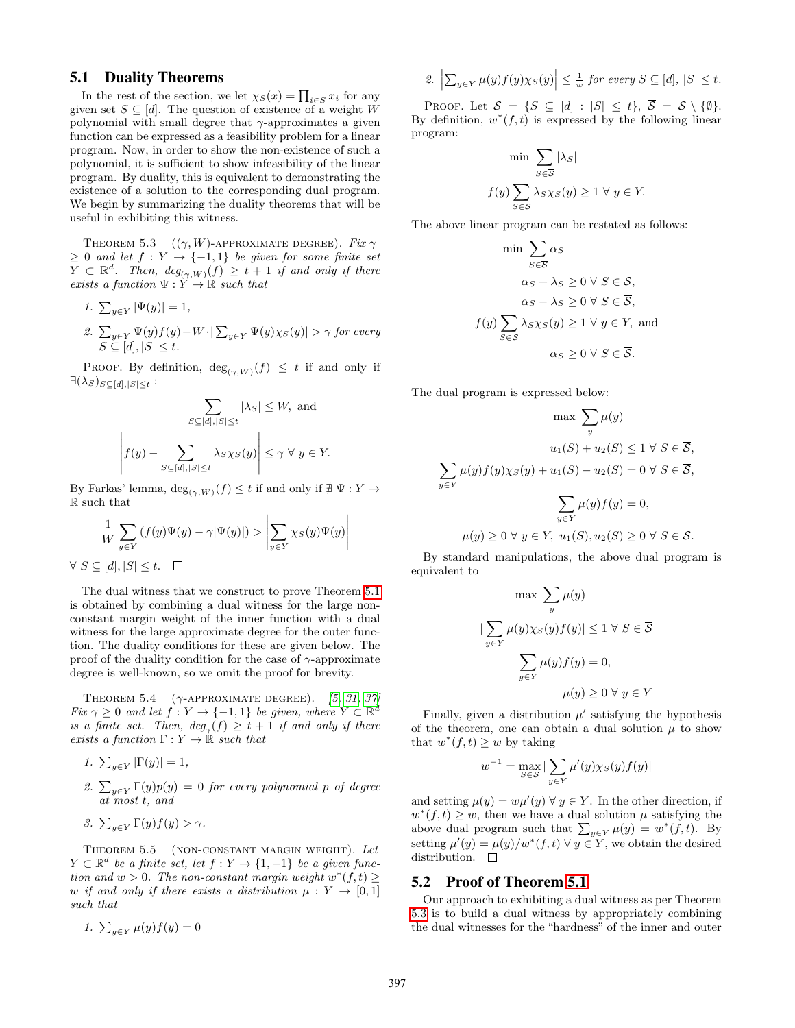## 5.1 Duality Theorems

In the rest of the section, we let $\chi_S(x) = \prod_{i \in S} x_i$ for any given set $S \subseteq [d]$. The question of existence of a weight $W$ polynomial with small degree that $\gamma$-approximates a given function can be expressed as a feasibility problem for a linear program. Now, in order to show the non-existence of such a polynomial, it is sufficient to show infeasibility of the linear program. By duality, this is equivalent to demonstrating the existence of a solution to the corresponding dual program. We begin by summarizing the duality theorems that will be useful in exhibiting this witness.

Theorem 5.3 (($\gamma, W$)-approximate degree). *Fix $\gamma \geq 0$ and let $f : Y \to \{-1, 1\}$ be given for some finite set $Y \subset \mathbb{R}^d$. Then, $deg_{(\gamma,W)}(f) \geq t+1$ if and only if there exists a function $\Psi : Y \to \mathbb{R}$ such that*

1. $\sum_{y \in Y} |\Psi(y)| = 1$,
2. $\sum_{y \in Y} \Psi(y) f(y) - W \cdot |\sum_{y \in Y} \Psi(y)\chi_S(y)| > \gamma$ *for every $S \subseteq [d], |S| \leq t$.*

Proof. By definition, $\deg_{(\gamma,W)}(f) \leq t$ if and only if $\exists (\lambda_S)_{S \subseteq [d], |S| \leq t}$ :

$$\sum_{S \subseteq [d], |S| \leq t} |\lambda_S| \leq W, \text{ and}$$

$$\left| f(y) - \sum_{S \subseteq [d], |S| \leq t} \lambda_S \chi_S(y) \right| \leq \gamma \ \forall \ y \in Y.$$

By Farkas' lemma, $\deg_{(\gamma,W)}(f) \leq t$ if and only if $\nexists\ \Psi : Y \to \mathbb{R}$ such that

$$\frac{1}{W} \sum_{y \in Y} \left( f(y)\Psi(y) - \gamma |\Psi(y)| \right) > \left| \sum_{y \in Y} \chi_S(y)\Psi(y) \right|$$

$\forall\ S \subseteq [d], |S| \leq t$. $\square$

The dual witness that we construct to prove Theorem 5.1 is obtained by combining a dual witness for the large non-constant margin weight of the inner function with a dual witness for the large approximate degree for the outer function. The duality conditions for these are given below. The proof of the duality condition for the case of $\gamma$-approximate degree is well-known, so we omit the proof for brevity.

Theorem 5.4 ($\gamma$-approximate degree). [5, 31, 37] *Fix $\gamma \geq 0$ and let $f : Y \to \{-1, 1\}$ be given, where $Y \subset \mathbb{R}^d$ is a finite set. Then, $deg_\gamma(f) \geq t+1$ if and only if there exists a function $\Gamma : Y \to \mathbb{R}$ such that*

1. $\sum_{y \in Y} |\Gamma(y)| = 1$,
2. $\sum_{y \in Y} \Gamma(y) p(y) = 0$ *for every polynomial $p$ of degree at most $t$, and*
3. $\sum_{y \in Y} \Gamma(y) f(y) > \gamma$.

Theorem 5.5 (non-constant margin weight). *Let $Y \subset \mathbb{R}^d$ be a finite set, let $f : Y \to \{1, -1\}$ be a given function and $w > 0$. The non-constant margin weight $w^*(f, t) \geq w$ if and only if there exists a distribution $\mu : Y \to [0, 1]$ such that*

1. $\sum_{y \in Y} \mu(y) f(y) = 0$
2. $\left| \sum_{y \in Y} \mu(y) f(y) \chi_S(y) \right| \leq \frac{1}{w}$ *for every $S \subseteq [d]$, $|S| \leq t$.*

Proof. Let $\mathcal{S} = \{S \subseteq [d] : |S| \leq t\}$, $\overline{\mathcal{S}} = \mathcal{S} \setminus \{\emptyset\}$. By definition, $w^*(f, t)$ is expressed by the following linear program:

$$\min \sum_{S \in \overline{\mathcal{S}}} |\lambda_S|$$

$$f(y) \sum_{S \in \mathcal{S}} \lambda_S \chi_S(y) \geq 1 \ \forall \ y \in Y.$$

The above linear program can be restated as follows:

$$\min \sum_{S \in \overline{\mathcal{S}}} \alpha_S$$

$$\alpha_S + \lambda_S \geq 0 \ \forall \ S \in \overline{\mathcal{S}},$$

$$\alpha_S - \lambda_S \geq 0 \ \forall \ S \in \overline{\mathcal{S}},$$

$$f(y) \sum_{S \in \mathcal{S}} \lambda_S \chi_S(y) \geq 1 \ \forall \ y \in Y, \text{ and}$$

$$\alpha_S \geq 0 \ \forall \ S \in \overline{\mathcal{S}}.$$

The dual program is expressed below:

$$\max \sum_{y} \mu(y)$$

$$u_1(S) + u_2(S) \leq 1 \ \forall \ S \in \overline{\mathcal{S}},$$

$$\sum_{y \in Y} \mu(y) f(y) \chi_S(y) + u_1(S) - u_2(S) = 0 \ \forall \ S \in \overline{\mathcal{S}},$$

$$\sum_{y \in Y} \mu(y) f(y) = 0,$$

$$\mu(y) \geq 0 \ \forall \ y \in Y, \ u_1(S), u_2(S) \geq 0 \ \forall \ S \in \overline{\mathcal{S}}.$$

By standard manipulations, the above dual program is equivalent to

$$\max \sum_{y} \mu(y)$$

$$\left| \sum_{y \in Y} \mu(y) \chi_S(y) f(y) \right| \leq 1 \ \forall \ S \in \overline{\mathcal{S}}$$

$$\sum_{y \in Y} \mu(y) f(y) = 0,$$

$$\mu(y) \geq 0 \ \forall \ y \in Y$$

Finally, given a distribution $\mu'$ satisfying the hypothesis of the theorem, one can obtain a dual solution $\mu$ to show that $w^*(f, t) \geq w$ by taking

$$w^{-1} = \max_{S \in \mathcal{S}} \left| \sum_{y \in Y} \mu'(y) \chi_S(y) f(y) \right|$$

and setting $\mu(y) = w\mu'(y) \ \forall \ y \in Y$. In the other direction, if $w^*(f, t) \geq w$, then we have a dual solution $\mu$ satisfying the above dual program such that $\sum_{y \in Y} \mu(y) = w^*(f, t)$. By setting $\mu'(y) = \mu(y)/w^*(f, t) \ \forall \ y \in Y$, we obtain the desired distribution. $\square$

## 5.2 Proof of Theorem 5.1

Our approach to exhibiting a dual witness as per Theorem 5.3 is to build a dual witness by appropriately combining the dual witnesses for the "hardness" of the inner and outer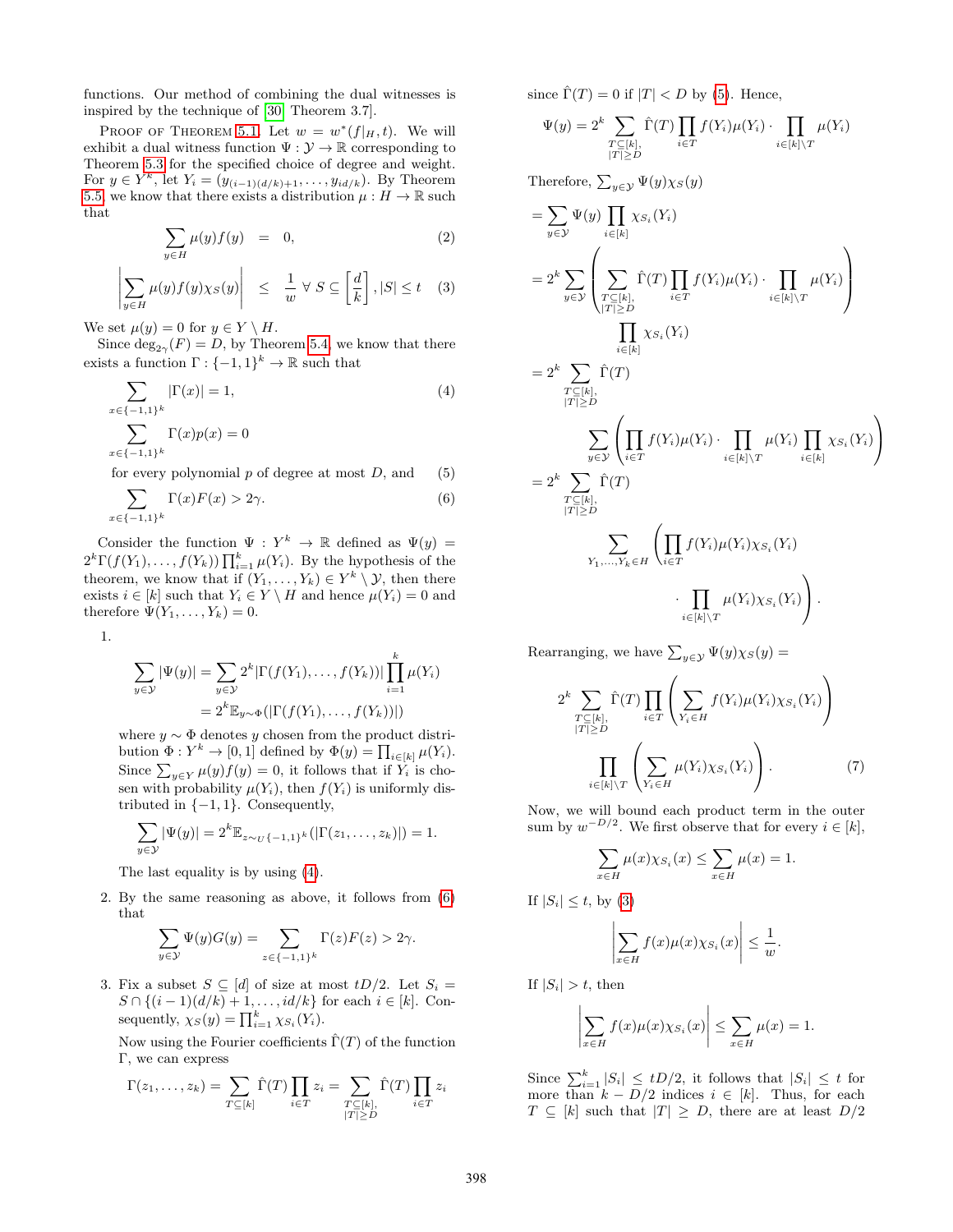functions. Our method of combining the dual witnesses is inspired by the technique of [30, Theorem 3.7].

Proof of Theorem 5.1. Let $w = w^*(f|_H, t)$. We will exhibit a dual witness function $\Psi : \mathcal{Y} \to \mathbb{R}$ corresponding to Theorem 5.3 for the specified choice of degree and weight. For $y \in Y^k$, let $Y_i = (y_{(i-1)(d/k)+1}, \ldots, y_{id/k})$. By Theorem 5.5, we know that there exists a distribution $\mu : H \to \mathbb{R}$ such that

$$\sum_{y \in H} \mu(y) f(y) = 0, \tag{2}$$

$$\left|\sum_{y \in H} \mu(y) f(y) \chi_S(y)\right| \leq \frac{1}{w} \;\forall\, S \subseteq \left[\frac{d}{k}\right], |S| \leq t \tag{3}$$

We set $\mu(y) = 0$ for $y \in Y \setminus H$.

Since $\deg_{2\gamma}(F) = D$, by Theorem 5.4, we know that there exists a function $\Gamma : \{-1,1\}^k \to \mathbb{R}$ such that

$$\sum_{x \in \{-1,1\}^k} |\Gamma(x)| = 1, \tag{4}$$

$$\sum_{x \in \{-1,1\}^k} \Gamma(x) p(x) = 0$$

for every polynomial $p$ of degree at most $D$, and $\quad (5)$

$$\sum_{x \in \{-1,1\}^k} \Gamma(x) F(x) > 2\gamma. \tag{6}$$

Consider the function $\Psi : Y^k \to \mathbb{R}$ defined as $\Psi(y) = 2^k \Gamma(f(Y_1), \ldots, f(Y_k)) \prod_{i=1}^k \mu(Y_i)$. By the hypothesis of the theorem, we know that if $(Y_1, \ldots, Y_k) \in Y^k \setminus \mathcal{Y}$, then there exists $i \in [k]$ such that $Y_i \in Y \setminus H$ and hence $\mu(Y_i) = 0$ and therefore $\Psi(Y_1, \ldots, Y_k) = 0$.

1. 
$$\sum_{y \in \mathcal{Y}} |\Psi(y)| = \sum_{y \in \mathcal{Y}} 2^k |\Gamma(f(Y_1), \ldots, f(Y_k))| \prod_{i=1}^k \mu(Y_i)$$
$$= 2^k \mathbb{E}_{y \sim \Phi}(|\Gamma(f(Y_1), \ldots, f(Y_k))|)$$

   where $y \sim \Phi$ denotes $y$ chosen from the product distribution $\Phi : Y^k \to [0,1]$ defined by $\Phi(y) = \prod_{i \in [k]} \mu(Y_i)$. Since $\sum_{y \in Y} \mu(y) f(y) = 0$, it follows that if $Y_i$ is chosen with probability $\mu(Y_i)$, then $f(Y_i)$ is uniformly distributed in $\{-1,1\}$. Consequently,

$$\sum_{y \in \mathcal{Y}} |\Psi(y)| = 2^k \mathbb{E}_{z \sim_U \{-1,1\}^k}(|\Gamma(z_1, \ldots, z_k)|) = 1.$$

   The last equality is by using (4).

2. By the same reasoning as above, it follows from (6) that
$$\sum_{y \in \mathcal{Y}} \Psi(y) G(y) = \sum_{z \in \{-1,1\}^k} \Gamma(z) F(z) > 2\gamma.$$

3. Fix a subset $S \subseteq [d]$ of size at most $tD/2$. Let $S_i = S \cap \{(i-1)(d/k)+1, \ldots, id/k\}$ for each $i \in [k]$. Consequently, $\chi_S(y) = \prod_{i=1}^k \chi_{S_i}(Y_i)$.

   Now using the Fourier coefficients $\hat{\Gamma}(T)$ of the function $\Gamma$, we can express
$$\Gamma(z_1, \ldots, z_k) = \sum_{T \subseteq [k]} \hat{\Gamma}(T) \prod_{i \in T} z_i = \sum_{\substack{T \subseteq [k],\\ |T| \geq D}} \hat{\Gamma}(T) \prod_{i \in T} z_i$$

   since $\hat{\Gamma}(T) = 0$ if $|T| < D$ by (5). Hence,
$$\Psi(y) = 2^k \sum_{\substack{T \subseteq [k],\\ |T| \geq D}} \hat{\Gamma}(T) \prod_{i \in T} f(Y_i)\mu(Y_i) \cdot \prod_{i \in [k] \setminus T} \mu(Y_i)$$

   Therefore, $\sum_{y \in \mathcal{Y}} \Psi(y) \chi_S(y)$
$$= \sum_{y \in \mathcal{Y}} \Psi(y) \prod_{i \in [k]} \chi_{S_i}(Y_i)$$
$$= 2^k \sum_{y \in \mathcal{Y}} \left( \sum_{\substack{T \subseteq [k],\\ |T| \geq D}} \hat{\Gamma}(T) \prod_{i \in T} f(Y_i)\mu(Y_i) \cdot \prod_{i \in [k] \setminus T} \mu(Y_i) \right) \prod_{i \in [k]} \chi_{S_i}(Y_i)$$
$$= 2^k \sum_{\substack{T \subseteq [k],\\ |T| \geq D}} \hat{\Gamma}(T) \sum_{y \in \mathcal{Y}} \left( \prod_{i \in T} f(Y_i)\mu(Y_i) \cdot \prod_{i \in [k] \setminus T} \mu(Y_i) \prod_{i \in [k]} \chi_{S_i}(Y_i) \right)$$
$$= 2^k \sum_{\substack{T \subseteq [k],\\ |T| \geq D}} \hat{\Gamma}(T) \sum_{Y_1, \ldots, Y_k \in H} \left( \prod_{i \in T} f(Y_i)\mu(Y_i)\chi_{S_i}(Y_i) \cdot \prod_{i \in [k] \setminus T} \mu(Y_i)\chi_{S_i}(Y_i) \right).$$

   Rearranging, we have $\sum_{y \in \mathcal{Y}} \Psi(y) \chi_S(y) =$
$$2^k \sum_{\substack{T \subseteq [k],\\ |T| \geq D}} \hat{\Gamma}(T) \prod_{i \in T} \left( \sum_{Y_i \in H} f(Y_i)\mu(Y_i)\chi_{S_i}(Y_i) \right) \prod_{i \in [k] \setminus T} \left( \sum_{Y_i \in H} \mu(Y_i)\chi_{S_i}(Y_i) \right). \tag{7}$$

   Now, we will bound each product term in the outer sum by $w^{-D/2}$. We first observe that for every $i \in [k]$,
$$\sum_{x \in H} \mu(x) \chi_{S_i}(x) \leq \sum_{x \in H} \mu(x) = 1.$$

   If $|S_i| \leq t$, by (3)
$$\left| \sum_{x \in H} f(x) \mu(x) \chi_{S_i}(x) \right| \leq \frac{1}{w}.$$

   If $|S_i| > t$, then
$$\left| \sum_{x \in H} f(x) \mu(x) \chi_{S_i}(x) \right| \leq \sum_{x \in H} \mu(x) = 1.$$

   Since $\sum_{i=1}^k |S_i| \leq tD/2$, it follows that $|S_i| \leq t$ for more than $k - D/2$ indices $i \in [k]$. Thus, for each $T \subseteq [k]$ such that $|T| \geq D$, there are at least $D/2$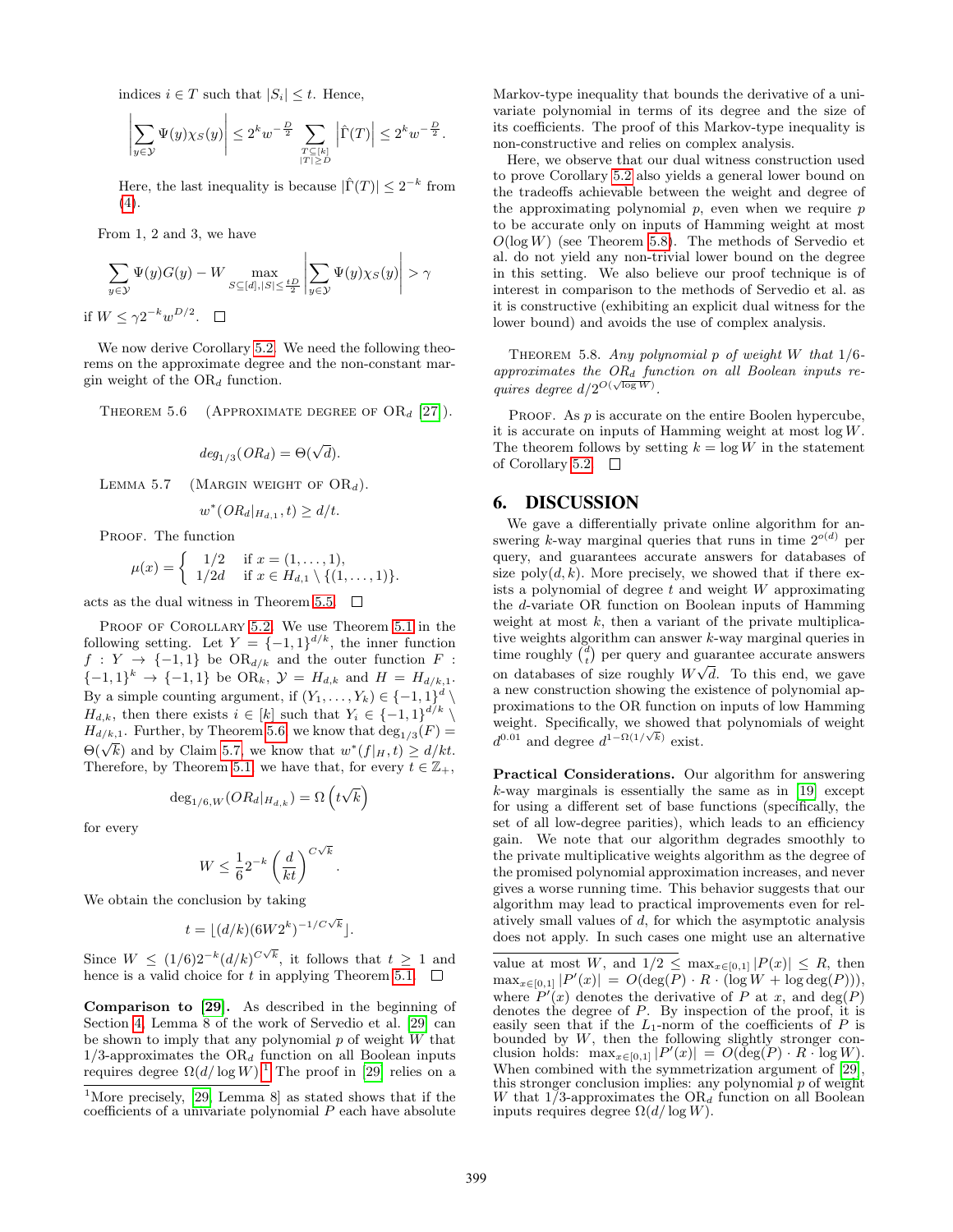indices $i \in T$ such that $|S_i| \leq t$. Hence,

$$\left|\sum_{y \in \mathcal{Y}} \Psi(y)\chi_S(y)\right| \leq 2^k w^{-\frac{D}{2}} \sum_{\substack{T \subseteq [k] \\ |T| \geq D}} \left|\hat{\Gamma}(T)\right| \leq 2^k w^{-\frac{D}{2}}.$$

Here, the last inequality is because $|\hat{\Gamma}(T)| \leq 2^{-k}$ from (4).

From 1, 2 and 3, we have

$$\sum_{y \in \mathcal{Y}} \Psi(y)G(y) - W \max_{S \subseteq [d], |S| \leq \frac{tD}{2}} \left|\sum_{y \in \mathcal{Y}} \Psi(y)\chi_S(y)\right| > \gamma$$

if $W \leq \gamma 2^{-k} w^{D/2}$. □

We now derive Corollary 5.2. We need the following theorems on the approximate degree and the non-constant margin weight of the $\mathrm{OR}_d$ function.

Theorem 5.6 (Approximate degree of $\mathrm{OR}_d$ [27]).

$$deg_{1/3}(OR_d) = \Theta(\sqrt{d}).$$

Lemma 5.7 (Margin weight of $\mathrm{OR}_d$).

$$w^*(OR_d|_{H_{d,1}}, t) \geq d/t.$$

Proof. The function

$$\mu(x) = \begin{cases} 1/2 & \text{if } x = (1, \ldots, 1), \\ 1/2d & \text{if } x \in H_{d,1} \setminus \{(1, \ldots, 1)\}. \end{cases}$$

acts as the dual witness in Theorem 5.5. □

Proof of Corollary 5.2. We use Theorem 5.1 in the following setting. Let $Y = \{-1,1\}^{d/k}$, the inner function $f : Y \to \{-1,1\}$ be $\mathrm{OR}_{d/k}$ and the outer function $F : \{-1,1\}^k \to \{-1,1\}$ be $\mathrm{OR}_k$, $\mathcal{Y} = H_{d,k}$ and $H = H_{d/k,1}$. By a simple counting argument, if $(Y_1, \ldots, Y_k) \in \{-1,1\}^d \setminus H_{d,k}$, then there exists $i \in [k]$ such that $Y_i \in \{-1,1\}^{d/k} \setminus H_{d/k,1}$. Further, by Theorem 5.6 we know that $\deg_{1/3}(F) = \Theta(\sqrt{k})$ and by Claim 5.7, we know that $w^*(f|_H, t) \geq d/kt$. Therefore, by Theorem 5.1, we have that, for every $t \in \mathbb{Z}_+$,

$$\deg_{1/6,W}(OR_d|_{H_{d,k}}) = \Omega\left(t\sqrt{k}\right)$$

for every

$$W \leq \frac{1}{6} 2^{-k} \left(\frac{d}{kt}\right)^{C\sqrt{k}}.$$

We obtain the conclusion by taking

$$t = \lfloor (d/k)(6W2^k)^{-1/C\sqrt{k}} \rfloor.$$

Since $W \leq (1/6)2^{-k}(d/k)^{C\sqrt{k}}$, it follows that $t \geq 1$ and hence is a valid choice for $t$ in applying Theorem 5.1. □

**Comparison to [29].** As described in the beginning of Section 4, Lemma 8 of the work of Servedio et al. [29] can be shown to imply that any polynomial $p$ of weight $W$ that 1/3-approximates the $\mathrm{OR}_d$ function on all Boolean inputs requires degree $\Omega(d/\log W)$.[1] The proof in [29] relies on a Markov-type inequality that bounds the derivative of a univariate polynomial in terms of its degree and the size of its coefficients. The proof of this Markov-type inequality is non-constructive and relies on complex analysis.

Here, we observe that our dual witness construction used to prove Corollary 5.2 also yields a general lower bound on the tradeoffs achievable between the weight and degree of the approximating polynomial $p$, even when we require $p$ to be accurate only on inputs of Hamming weight at most $O(\log W)$ (see Theorem 5.8). The methods of Servedio et al. do not yield any non-trivial lower bound on the degree in this setting. We also believe our proof technique is of interest in comparison to the methods of Servedio et al. as it is constructive (exhibiting an explicit dual witness for the lower bound) and avoids the use of complex analysis.

Theorem 5.8. *Any polynomial $p$ of weight $W$ that 1/6-approximates the $OR_d$ function on all Boolean inputs requires degree $d/2^{O(\sqrt{\log W})}$.*

Proof. As $p$ is accurate on the entire Boolen hypercube, it is accurate on inputs of Hamming weight at most $\log W$. The theorem follows by setting $k = \log W$ in the statement of Corollary 5.2. □

# 6. DISCUSSION

We gave a differentially private online algorithm for answering $k$-way marginal queries that runs in time $2^{o(d)}$ per query, and guarantees accurate answers for databases of size $\mathrm{poly}(d,k)$. More precisely, we showed that if there exists a polynomial of degree $t$ and weight $W$ approximating the $d$-variate OR function on Boolean inputs of Hamming weight at most $k$, then a variant of the private multiplicative weights algorithm can answer $k$-way marginal queries in time roughly $\binom{d}{t}$ per query and guarantee accurate answers on databases of size roughly $W\sqrt{d}$. To this end, we gave a new construction showing the existence of polynomial approximations to the OR function on inputs of low Hamming weight. Specifically, we showed that polynomials of weight $d^{0.01}$ and degree $d^{1-\Omega(1/\sqrt{k})}$ exist.

**Practical Considerations.** Our algorithm for answering $k$-way marginals is essentially the same as in [19] except for using a different set of base functions (specifically, the set of all low-degree parities), which leads to an efficiency gain. We note that our algorithm degrades smoothly to the private multiplicative weights algorithm as the degree of the promised polynomial approximation increases, and never gives a worse running time. This behavior suggests that our algorithm may lead to practical improvements even for relatively small values of $d$, for which the asymptotic analysis does not apply. In such cases one might use an alternative

[1] More precisely, [29, Lemma 8] as stated shows that if the coefficients of a univariate polynomial $P$ each have absolute value at most $W$, and $1/2 \leq \max_{x \in [0,1]} |P(x)| \leq R$, then $\max_{x \in [0,1]} |P'(x)| = O(\deg(P) \cdot R \cdot (\log W + \log \deg(P)))$, where $P'(x)$ denotes the derivative of $P$ at $x$, and $\deg(P)$ denotes the degree of $P$. By inspection of the proof, it is easily seen that if the $L_1$-norm of the coefficients of $P$ is bounded by $W$, then the following slightly stronger conclusion holds: $\max_{x \in [0,1]} |P'(x)| = O(\deg(P) \cdot R \cdot \log W)$. When combined with the symmetrization argument of [29], this stronger conclusion implies: any polynomial $p$ of weight $W$ that 1/3-approximates the $\mathrm{OR}_d$ function on all Boolean inputs requires degree $\Omega(d/\log W)$.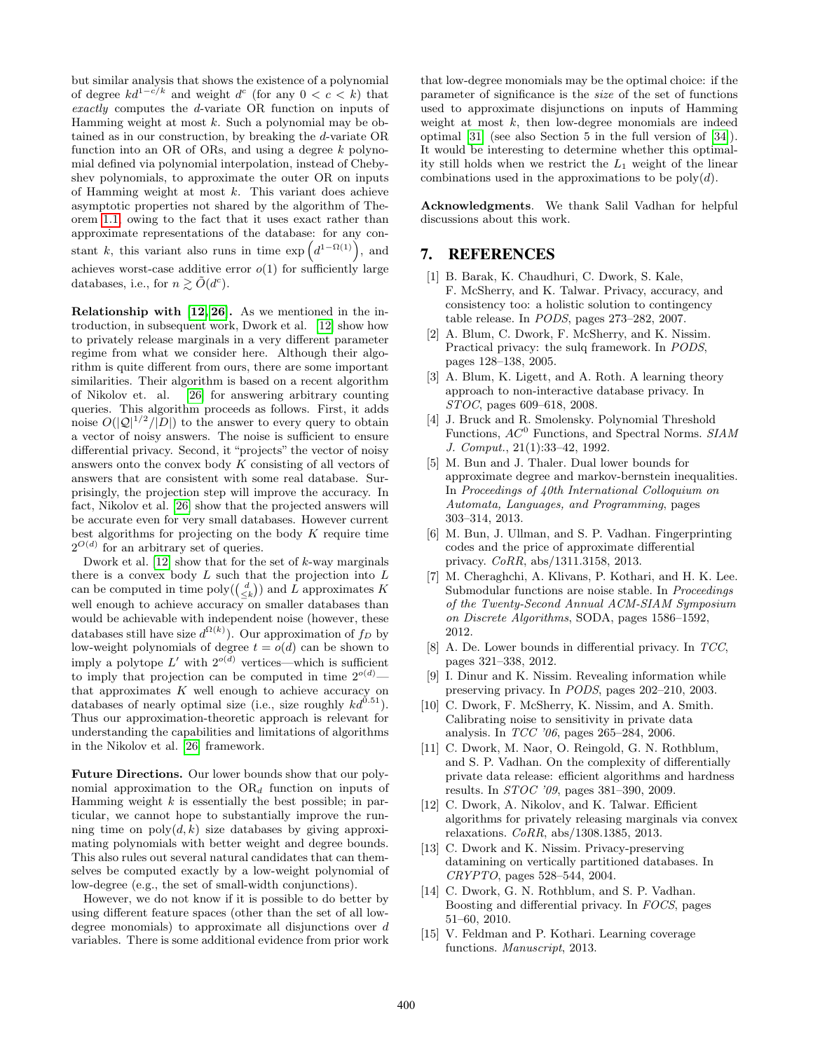but similar analysis that shows the existence of a polynomial of degree $kd^{1-c/k}$ and weight $d^c$ (for any $0 < c < k$) that *exactly* computes the $d$-variate OR function on inputs of Hamming weight at most $k$. Such a polynomial may be obtained as in our construction, by breaking the $d$-variate OR function into an OR of ORs, and using a degree $k$ polynomial defined via polynomial interpolation, instead of Chebyshev polynomials, to approximate the outer OR on inputs of Hamming weight at most $k$. This variant does achieve asymptotic properties not shared by the algorithm of Theorem 1.1, owing to the fact that it uses exact rather than approximate representations of the database: for any constant $k$, this variant also runs in time $\exp\left(d^{1-\Omega(1)}\right)$, and achieves worst-case additive error $o(1)$ for sufficiently large databases, i.e., for $n \gtrsim \tilde{O}(d^c)$.

**Relationship with [12, 26].** As we mentioned in the introduction, in subsequent work, Dwork et al. [12] show how to privately release marginals in a very different parameter regime from what we consider here. Although their algorithm is quite different from ours, there are some important similarities. Their algorithm is based on a recent algorithm of Nikolov et. al. [26] for answering arbitrary counting queries. This algorithm proceeds as follows. First, it adds noise $O(|\mathcal{Q}|^{1/2}/|D|)$ to the answer to every query to obtain a vector of noisy answers. The noise is sufficient to ensure differential privacy. Second, it "projects" the vector of noisy answers onto the convex body $K$ consisting of all vectors of answers that are consistent with some real database. Surprisingly, the projection step will improve the accuracy. In fact, Nikolov et al. [26] show that the projected answers will be accurate even for very small databases. However current best algorithms for projecting on the body $K$ require time $2^{O(d)}$ for an arbitrary set of queries.

Dwork et al. [12] show that for the set of $k$-way marginals there is a convex body $L$ such that the projection into $L$ can be computed in time $\text{poly}(\binom{d}{\leq k})$ and $L$ approximates $K$ well enough to achieve accuracy on smaller databases than would be achievable with independent noise (however, these databases still have size $d^{\Omega(k)}$). Our approximation of $f_D$ by low-weight polynomials of degree $t = o(d)$ can be shown to imply a polytope $L'$ with $2^{o(d)}$ vertices—which is sufficient to imply that projection can be computed in time $2^{o(d)}$—that approximates $K$ well enough to achieve accuracy on databases of nearly optimal size (i.e., size roughly $kd^{0.51}$). Thus our approximation-theoretic approach is relevant for understanding the capabilities and limitations of algorithms in the Nikolov et al. [26] framework.

**Future Directions.** Our lower bounds show that our polynomial approximation to the $\text{OR}_d$ function on inputs of Hamming weight $k$ is essentially the best possible; in particular, we cannot hope to substantially improve the running time on $\text{poly}(d, k)$ size databases by giving approximating polynomials with better weight and degree bounds. This also rules out several natural candidates that can themselves be computed exactly by a low-weight polynomial of low-degree (e.g., the set of small-width conjunctions).

However, we do not know if it is possible to do better by using different feature spaces (other than the set of all low-degree monomials) to approximate all disjunctions over $d$ variables. There is some additional evidence from prior work that low-degree monomials may be the optimal choice: if the parameter of significance is the *size* of the set of functions used to approximate disjunctions on inputs of Hamming weight at most $k$, then low-degree monomials are indeed optimal [31] (see also Section 5 in the full version of [34]). It would be interesting to determine whether this optimality still holds when we restrict the $L_1$ weight of the linear combinations used in the approximations to be $\text{poly}(d)$.

**Acknowledgments**. We thank Salil Vadhan for helpful discussions about this work.

# 7. REFERENCES

[1] B. Barak, K. Chaudhuri, C. Dwork, S. Kale, F. McSherry, and K. Talwar. Privacy, accuracy, and consistency too: a holistic solution to contingency table release. In *PODS*, pages 273–282, 2007.

[2] A. Blum, C. Dwork, F. McSherry, and K. Nissim. Practical privacy: the sulq framework. In *PODS*, pages 128–138, 2005.

[3] A. Blum, K. Ligett, and A. Roth. A learning theory approach to non-interactive database privacy. In *STOC*, pages 609–618, 2008.

[4] J. Bruck and R. Smolensky. Polynomial Threshold Functions, $AC^0$ Functions, and Spectral Norms. *SIAM J. Comput.*, 21(1):33–42, 1992.

[5] M. Bun and J. Thaler. Dual lower bounds for approximate degree and markov-bernstein inequalities. In *Proceedings of 40th International Colloquium on Automata, Languages, and Programming*, pages 303–314, 2013.

[6] M. Bun, J. Ullman, and S. P. Vadhan. Fingerprinting codes and the price of approximate differential privacy. *CoRR*, abs/1311.3158, 2013.

[7] M. Cheraghchi, A. Klivans, P. Kothari, and H. K. Lee. Submodular functions are noise stable. In *Proceedings of the Twenty-Second Annual ACM-SIAM Symposium on Discrete Algorithms*, SODA, pages 1586–1592, 2012.

[8] A. De. Lower bounds in differential privacy. In *TCC*, pages 321–338, 2012.

[9] I. Dinur and K. Nissim. Revealing information while preserving privacy. In *PODS*, pages 202–210, 2003.

[10] C. Dwork, F. McSherry, K. Nissim, and A. Smith. Calibrating noise to sensitivity in private data analysis. In *TCC '06*, pages 265–284, 2006.

[11] C. Dwork, M. Naor, O. Reingold, G. N. Rothblum, and S. P. Vadhan. On the complexity of differentially private data release: efficient algorithms and hardness results. In *STOC '09*, pages 381–390, 2009.

[12] C. Dwork, A. Nikolov, and K. Talwar. Efficient algorithms for privately releasing marginals via convex relaxations. *CoRR*, abs/1308.1385, 2013.

[13] C. Dwork and K. Nissim. Privacy-preserving datamining on vertically partitioned databases. In *CRYPTO*, pages 528–544, 2004.

[14] C. Dwork, G. N. Rothblum, and S. P. Vadhan. Boosting and differential privacy. In *FOCS*, pages 51–60, 2010.

[15] V. Feldman and P. Kothari. Learning coverage functions. *Manuscript*, 2013.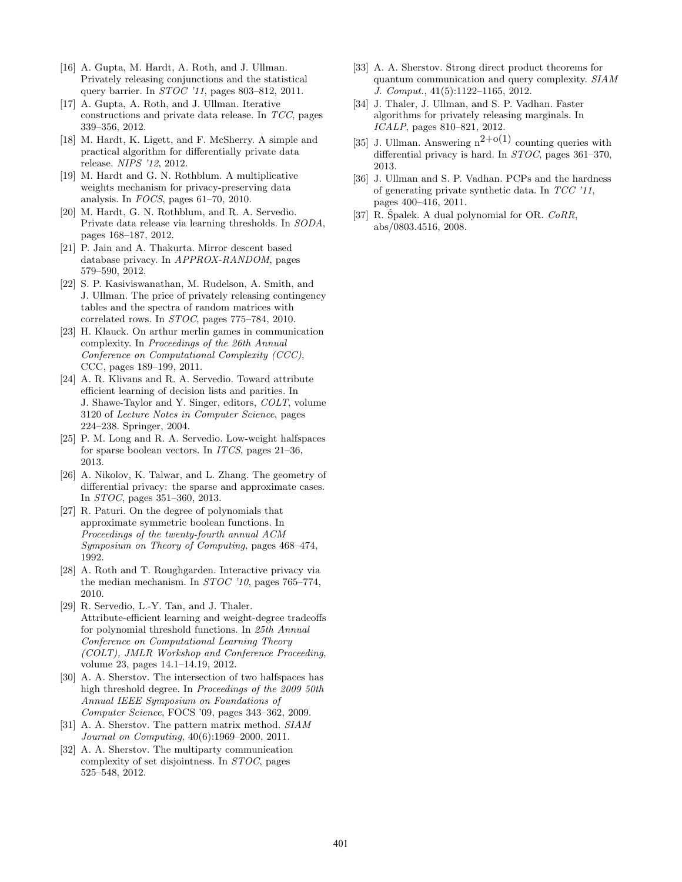[16] A. Gupta, M. Hardt, A. Roth, and J. Ullman. Privately releasing conjunctions and the statistical query barrier. In *STOC '11*, pages 803–812, 2011.

[17] A. Gupta, A. Roth, and J. Ullman. Iterative constructions and private data release. In *TCC*, pages 339–356, 2012.

[18] M. Hardt, K. Ligett, and F. McSherry. A simple and practical algorithm for differentially private data release. *NIPS '12*, 2012.

[19] M. Hardt and G. N. Rothblum. A multiplicative weights mechanism for privacy-preserving data analysis. In *FOCS*, pages 61–70, 2010.

[20] M. Hardt, G. N. Rothblum, and R. A. Servedio. Private data release via learning thresholds. In *SODA*, pages 168–187, 2012.

[21] P. Jain and A. Thakurta. Mirror descent based database privacy. In *APPROX-RANDOM*, pages 579–590, 2012.

[22] S. P. Kasiviswanathan, M. Rudelson, A. Smith, and J. Ullman. The price of privately releasing contingency tables and the spectra of random matrices with correlated rows. In *STOC*, pages 775–784, 2010.

[23] H. Klauck. On arthur merlin games in communication complexity. In *Proceedings of the 26th Annual Conference on Computational Complexity (CCC)*, CCC, pages 189–199, 2011.

[24] A. R. Klivans and R. A. Servedio. Toward attribute efficient learning of decision lists and parities. In J. Shawe-Taylor and Y. Singer, editors, *COLT*, volume 3120 of *Lecture Notes in Computer Science*, pages 224–238. Springer, 2004.

[25] P. M. Long and R. A. Servedio. Low-weight halfspaces for sparse boolean vectors. In *ITCS*, pages 21–36, 2013.

[26] A. Nikolov, K. Talwar, and L. Zhang. The geometry of differential privacy: the sparse and approximate cases. In *STOC*, pages 351–360, 2013.

[27] R. Paturi. On the degree of polynomials that approximate symmetric boolean functions. In *Proceedings of the twenty-fourth annual ACM Symposium on Theory of Computing*, pages 468–474, 1992.

[28] A. Roth and T. Roughgarden. Interactive privacy via the median mechanism. In *STOC '10*, pages 765–774, 2010.

[29] R. Servedio, L.-Y. Tan, and J. Thaler. Attribute-efficient learning and weight-degree tradeoffs for polynomial threshold functions. In *25th Annual Conference on Computational Learning Theory (COLT), JMLR Workshop and Conference Proceeding*, volume 23, pages 14.1–14.19, 2012.

[30] A. A. Sherstov. The intersection of two halfspaces has high threshold degree. In *Proceedings of the 2009 50th Annual IEEE Symposium on Foundations of Computer Science*, FOCS '09, pages 343–362, 2009.

[31] A. A. Sherstov. The pattern matrix method. *SIAM Journal on Computing*, 40(6):1969–2000, 2011.

[32] A. A. Sherstov. The multiparty communication complexity of set disjointness. In *STOC*, pages 525–548, 2012.

[33] A. A. Sherstov. Strong direct product theorems for quantum communication and query complexity. *SIAM J. Comput.*, 41(5):1122–1165, 2012.

[34] J. Thaler, J. Ullman, and S. P. Vadhan. Faster algorithms for privately releasing marginals. In *ICALP*, pages 810–821, 2012.

[35] J. Ullman. Answering $n^{2+o(1)}$ counting queries with differential privacy is hard. In *STOC*, pages 361–370, 2013.

[36] J. Ullman and S. P. Vadhan. PCPs and the hardness of generating private synthetic data. In *TCC '11*, pages 400–416, 2011.

[37] R. Špalek. A dual polynomial for OR. *CoRR*, abs/0803.4516, 2008.